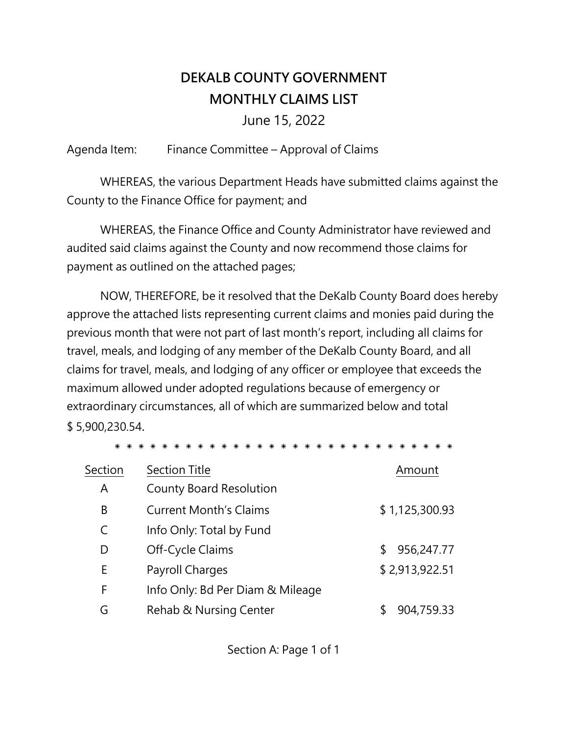# DEKALB COUNTY GOVERNMENT
## MONTHLY CLAIMS LIST
June 15, 2022

Agenda Item: Finance Committee – Approval of Claims

WHEREAS, the various Department Heads have submitted claims against the County to the Finance Office for payment; and

WHEREAS, the Finance Office and County Administrator have reviewed and audited said claims against the County and now recommend those claims for payment as outlined on the attached pages;

NOW, THEREFORE, be it resolved that the DeKalb County Board does hereby approve the attached lists representing current claims and monies paid during the previous month that were not part of last month's report, including all claims for travel, meals, and lodging of any member of the DeKalb County Board, and all claims for travel, meals, and lodging of any officer or employee that exceeds the maximum allowed under adopted regulations because of emergency or extraordinary circumstances, all of which are summarized below and total $ 5,900,230.54.

* * * * * * * * * * * * * * * * * * * * * * * * * * * * * * *

| Section | Section Title | Amount |
|---|---|---|
| A | County Board Resolution | |
| B | Current Month's Claims | $ 1,125,300.93 |
| C | Info Only: Total by Fund | |
| D | Off-Cycle Claims | $ 956,247.77 |
| E | Payroll Charges | $ 2,913,922.51 |
| F | Info Only: Bd Per Diam & Mileage | |
| G | Rehab & Nursing Center | $ 904,759.33 |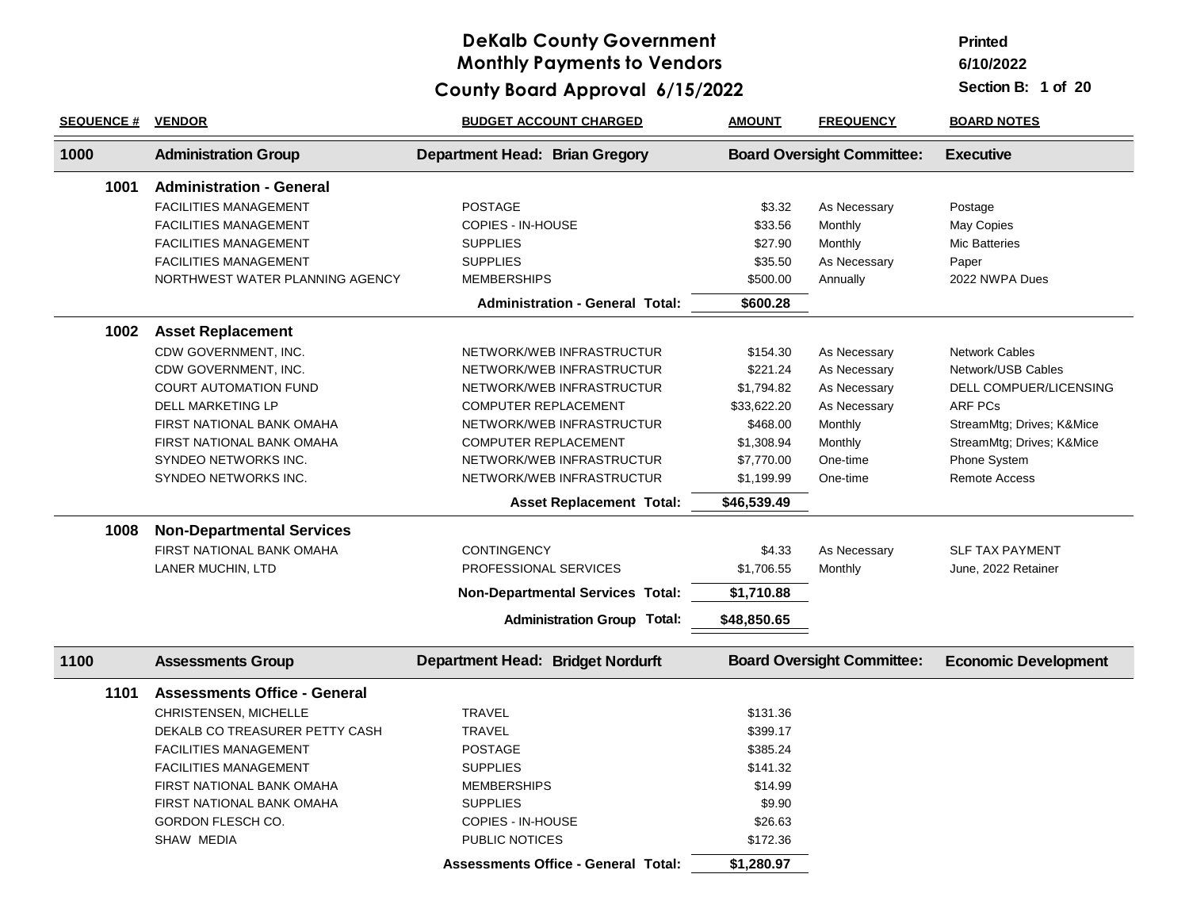# DeKalb County Government
## Monthly Payments to Vendors
## County Board Approval 6/15/2022

Printed 6/10/2022

Section B: 1 of 20

| SEQUENCE # | VENDOR | BUDGET ACCOUNT CHARGED | AMOUNT | FREQUENCY | BOARD NOTES |
|---|---|---|---|---|---|
| **1000** | **Administration Group** | **Department Head: Brian Gregory** | **Board Oversight Committee:** | | **Executive** |
| **1001** | **Administration - General** | | | | |
| | FACILITIES MANAGEMENT | POSTAGE | $3.32 | As Necessary | Postage |
| | FACILITIES MANAGEMENT | COPIES - IN-HOUSE | $33.56 | Monthly | May Copies |
| | FACILITIES MANAGEMENT | SUPPLIES | $27.90 | Monthly | Mic Batteries |
| | FACILITIES MANAGEMENT | SUPPLIES | $35.50 | As Necessary | Paper |
| | NORTHWEST WATER PLANNING AGENCY | MEMBERSHIPS | $500.00 | Annually | 2022 NWPA Dues |
| | | **Administration - General Total:** | **$600.28** | | |
| **1002** | **Asset Replacement** | | | | |
| | CDW GOVERNMENT, INC. | NETWORK/WEB INFRASTRUCTUR | $154.30 | As Necessary | Network Cables |
| | CDW GOVERNMENT, INC. | NETWORK/WEB INFRASTRUCTUR | $221.24 | As Necessary | Network/USB Cables |
| | COURT AUTOMATION FUND | NETWORK/WEB INFRASTRUCTUR | $1,794.82 | As Necessary | DELL COMPUER/LICENSING |
| | DELL MARKETING LP | COMPUTER REPLACEMENT | $33,622.20 | As Necessary | ARF PCs |
| | FIRST NATIONAL BANK OMAHA | NETWORK/WEB INFRASTRUCTUR | $468.00 | Monthly | StreamMtg; Drives; K&Mice |
| | FIRST NATIONAL BANK OMAHA | COMPUTER REPLACEMENT | $1,308.94 | Monthly | StreamMtg; Drives; K&Mice |
| | SYNDEO NETWORKS INC. | NETWORK/WEB INFRASTRUCTUR | $7,770.00 | One-time | Phone System |
| | SYNDEO NETWORKS INC. | NETWORK/WEB INFRASTRUCTUR | $1,199.99 | One-time | Remote Access |
| | | **Asset Replacement Total:** | **$46,539.49** | | |
| **1008** | **Non-Departmental Services** | | | | |
| | FIRST NATIONAL BANK OMAHA | CONTINGENCY | $4.33 | As Necessary | SLF TAX PAYMENT |
| | LANER MUCHIN, LTD | PROFESSIONAL SERVICES | $1,706.55 | Monthly | June, 2022 Retainer |
| | | **Non-Departmental Services Total:** | **$1,710.88** | | |
| | | **Administration Group Total:** | **$48,850.65** | | |
| **1100** | **Assessments Group** | **Department Head: Bridget Nordurft** | **Board Oversight Committee:** | | **Economic Development** |
| **1101** | **Assessments Office - General** | | | | |
| | CHRISTENSEN, MICHELLE | TRAVEL | $131.36 | | |
| | DEKALB CO TREASURER PETTY CASH | TRAVEL | $399.17 | | |
| | FACILITIES MANAGEMENT | POSTAGE | $385.24 | | |
| | FACILITIES MANAGEMENT | SUPPLIES | $141.32 | | |
| | FIRST NATIONAL BANK OMAHA | MEMBERSHIPS | $14.99 | | |
| | FIRST NATIONAL BANK OMAHA | SUPPLIES | $9.90 | | |
| | GORDON FLESCH CO. | COPIES - IN-HOUSE | $26.63 | | |
| | SHAW MEDIA | PUBLIC NOTICES | $172.36 | | |
| | | **Assessments Office - General Total:** | **$1,280.97** | | |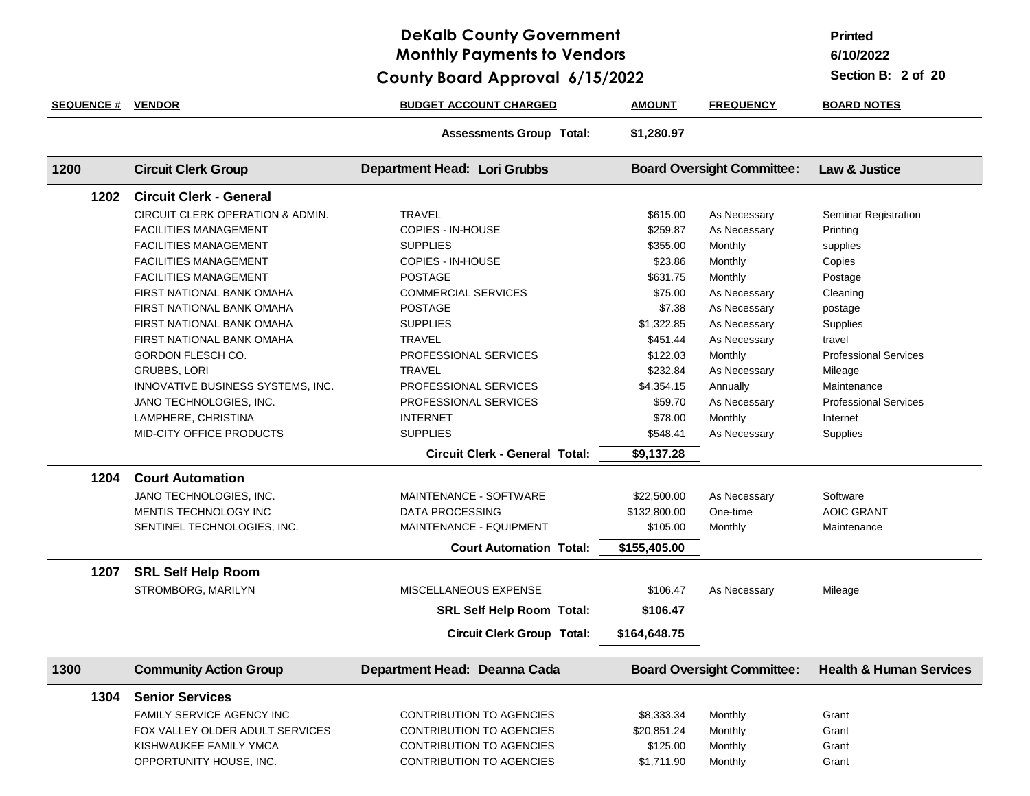# DeKalb County Government
## Monthly Payments to Vendors
## County Board Approval 6/15/2022

Printed 6/10/2022

Section B: 2 of 20

| SEQUENCE # | VENDOR | BUDGET ACCOUNT CHARGED | AMOUNT | FREQUENCY | BOARD NOTES |
|---|---|---|---|---|---|
| | | **Assessments Group Total:** | **$1,280.97** | | |
| **1200** | **Circuit Clerk Group** | **Department Head: Lori Grubbs** | **Board Oversight Committee:** | | **Law & Justice** |
| **1202** | **Circuit Clerk - General** | | | | |
| | CIRCUIT CLERK OPERATION & ADMIN. | TRAVEL | $615.00 | As Necessary | Seminar Registration |
| | FACILITIES MANAGEMENT | COPIES - IN-HOUSE | $259.87 | As Necessary | Printing |
| | FACILITIES MANAGEMENT | SUPPLIES | $355.00 | Monthly | supplies |
| | FACILITIES MANAGEMENT | COPIES - IN-HOUSE | $23.86 | Monthly | Copies |
| | FACILITIES MANAGEMENT | POSTAGE | $631.75 | Monthly | Postage |
| | FIRST NATIONAL BANK OMAHA | COMMERCIAL SERVICES | $75.00 | As Necessary | Cleaning |
| | FIRST NATIONAL BANK OMAHA | POSTAGE | $7.38 | As Necessary | postage |
| | FIRST NATIONAL BANK OMAHA | SUPPLIES | $1,322.85 | As Necessary | Supplies |
| | FIRST NATIONAL BANK OMAHA | TRAVEL | $451.44 | As Necessary | travel |
| | GORDON FLESCH CO. | PROFESSIONAL SERVICES | $122.03 | Monthly | Professional Services |
| | GRUBBS, LORI | TRAVEL | $232.84 | As Necessary | Mileage |
| | INNOVATIVE BUSINESS SYSTEMS, INC. | PROFESSIONAL SERVICES | $4,354.15 | Annually | Maintenance |
| | JANO TECHNOLOGIES, INC. | PROFESSIONAL SERVICES | $59.70 | As Necessary | Professional Services |
| | LAMPHERE, CHRISTINA | INTERNET | $78.00 | Monthly | Internet |
| | MID-CITY OFFICE PRODUCTS | SUPPLIES | $548.41 | As Necessary | Supplies |
| | | **Circuit Clerk - General Total:** | **$9,137.28** | | |
| **1204** | **Court Automation** | | | | |
| | JANO TECHNOLOGIES, INC. | MAINTENANCE - SOFTWARE | $22,500.00 | As Necessary | Software |
| | MENTIS TECHNOLOGY INC | DATA PROCESSING | $132,800.00 | One-time | AOIC GRANT |
| | SENTINEL TECHNOLOGIES, INC. | MAINTENANCE - EQUIPMENT | $105.00 | Monthly | Maintenance |
| | | **Court Automation Total:** | **$155,405.00** | | |
| **1207** | **SRL Self Help Room** | | | | |
| | STROMBORG, MARILYN | MISCELLANEOUS EXPENSE | $106.47 | As Necessary | Mileage |
| | | **SRL Self Help Room Total:** | **$106.47** | | |
| | | **Circuit Clerk Group Total:** | **$164,648.75** | | |
| **1300** | **Community Action Group** | **Department Head: Deanna Cada** | **Board Oversight Committee:** | | **Health & Human Services** |
| **1304** | **Senior Services** | | | | |
| | FAMILY SERVICE AGENCY INC | CONTRIBUTION TO AGENCIES | $8,333.34 | Monthly | Grant |
| | FOX VALLEY OLDER ADULT SERVICES | CONTRIBUTION TO AGENCIES | $20,851.24 | Monthly | Grant |
| | KISHWAUKEE FAMILY YMCA | CONTRIBUTION TO AGENCIES | $125.00 | Monthly | Grant |
| | OPPORTUNITY HOUSE, INC. | CONTRIBUTION TO AGENCIES | $1,711.90 | Monthly | Grant |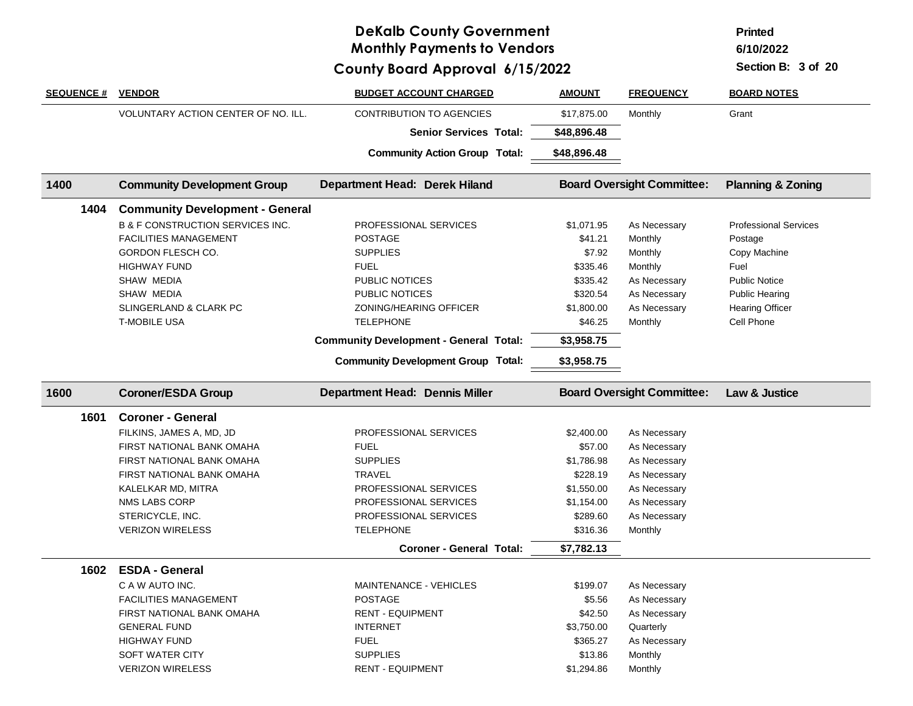# DeKalb County Government
## Monthly Payments to Vendors
## County Board Approval 6/15/2022

Printed 6/10/2022

Section B: 3 of 20

| SEQUENCE # | VENDOR | BUDGET ACCOUNT CHARGED | AMOUNT | FREQUENCY | BOARD NOTES |
|---|---|---|---|---|---|
| | VOLUNTARY ACTION CENTER OF NO. ILL. | CONTRIBUTION TO AGENCIES | $17,875.00 | Monthly | Grant |
| | | **Senior Services Total:** | **$48,896.48** | | |
| | | **Community Action Group Total:** | **$48,896.48** | | |
| **1400** | **Community Development Group** | **Department Head: Derek Hiland** | **Board Oversight Committee:** | | **Planning & Zoning** |
| **1404** | **Community Development - General** | | | | |
| | B & F CONSTRUCTION SERVICES INC. | PROFESSIONAL SERVICES | $1,071.95 | As Necessary | Professional Services |
| | FACILITIES MANAGEMENT | POSTAGE | $41.21 | Monthly | Postage |
| | GORDON FLESCH CO. | SUPPLIES | $7.92 | Monthly | Copy Machine |
| | HIGHWAY FUND | FUEL | $335.46 | Monthly | Fuel |
| | SHAW MEDIA | PUBLIC NOTICES | $335.42 | As Necessary | Public Notice |
| | SHAW MEDIA | PUBLIC NOTICES | $320.54 | As Necessary | Public Hearing |
| | SLINGERLAND & CLARK PC | ZONING/HEARING OFFICER | $1,800.00 | As Necessary | Hearing Officer |
| | T-MOBILE USA | TELEPHONE | $46.25 | Monthly | Cell Phone |
| | | **Community Development - General Total:** | **$3,958.75** | | |
| | | **Community Development Group Total:** | **$3,958.75** | | |
| **1600** | **Coroner/ESDA Group** | **Department Head: Dennis Miller** | **Board Oversight Committee:** | | **Law & Justice** |
| **1601** | **Coroner - General** | | | | |
| | FILKINS, JAMES A, MD, JD | PROFESSIONAL SERVICES | $2,400.00 | As Necessary | |
| | FIRST NATIONAL BANK OMAHA | FUEL | $57.00 | As Necessary | |
| | FIRST NATIONAL BANK OMAHA | SUPPLIES | $1,786.98 | As Necessary | |
| | FIRST NATIONAL BANK OMAHA | TRAVEL | $228.19 | As Necessary | |
| | KALELKAR MD, MITRA | PROFESSIONAL SERVICES | $1,550.00 | As Necessary | |
| | NMS LABS CORP | PROFESSIONAL SERVICES | $1,154.00 | As Necessary | |
| | STERICYCLE, INC. | PROFESSIONAL SERVICES | $289.60 | As Necessary | |
| | VERIZON WIRELESS | TELEPHONE | $316.36 | Monthly | |
| | | **Coroner - General Total:** | **$7,782.13** | | |
| **1602** | **ESDA - General** | | | | |
| | C A W AUTO INC. | MAINTENANCE - VEHICLES | $199.07 | As Necessary | |
| | FACILITIES MANAGEMENT | POSTAGE | $5.56 | As Necessary | |
| | FIRST NATIONAL BANK OMAHA | RENT - EQUIPMENT | $42.50 | As Necessary | |
| | GENERAL FUND | INTERNET | $3,750.00 | Quarterly | |
| | HIGHWAY FUND | FUEL | $365.27 | As Necessary | |
| | SOFT WATER CITY | SUPPLIES | $13.86 | Monthly | |
| | VERIZON WIRELESS | RENT - EQUIPMENT | $1,294.86 | Monthly | |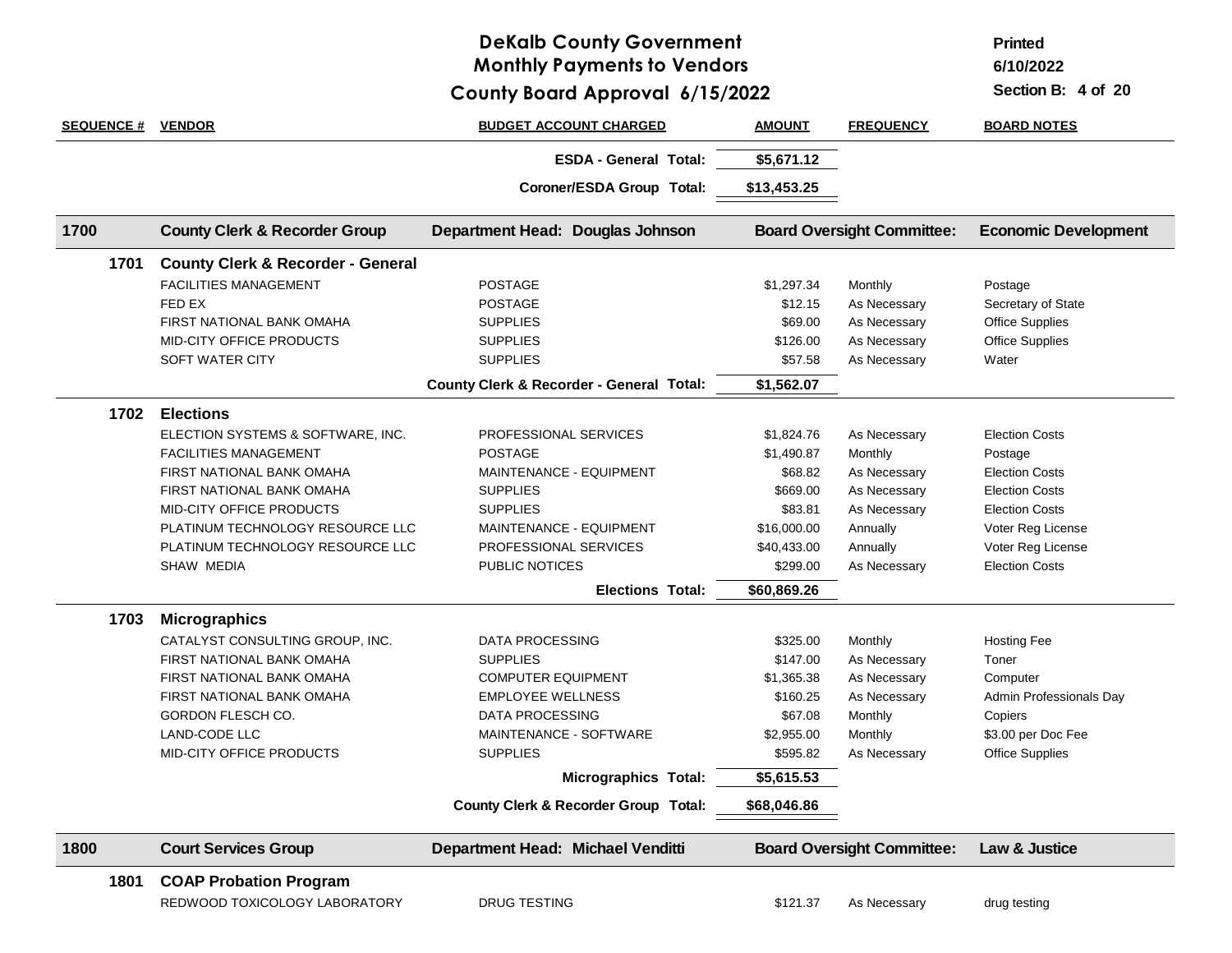# DeKalb County Government
## Monthly Payments to Vendors
## County Board Approval 6/15/2022

Printed 6/10/2022

Section B: 4 of 20

| SEQUENCE # | VENDOR | BUDGET ACCOUNT CHARGED | AMOUNT | FREQUENCY | BOARD NOTES |
|---|---|---|---|---|---|
| | | **ESDA - General Total:** | **$5,671.12** | | |
| | | **Coroner/ESDA Group Total:** | **$13,453.25** | | |
| **1700** | **County Clerk & Recorder Group** | **Department Head: Douglas Johnson** | | **Board Oversight Committee:** | **Economic Development** |
| **1701** | **County Clerk & Recorder - General** | | | | |
| | FACILITIES MANAGEMENT | POSTAGE | $1,297.34 | Monthly | Postage |
| | FED EX | POSTAGE | $12.15 | As Necessary | Secretary of State |
| | FIRST NATIONAL BANK OMAHA | SUPPLIES | $69.00 | As Necessary | Office Supplies |
| | MID-CITY OFFICE PRODUCTS | SUPPLIES | $126.00 | As Necessary | Office Supplies |
| | SOFT WATER CITY | SUPPLIES | $57.58 | As Necessary | Water |
| | | **County Clerk & Recorder - General Total:** | **$1,562.07** | | |
| **1702** | **Elections** | | | | |
| | ELECTION SYSTEMS & SOFTWARE, INC. | PROFESSIONAL SERVICES | $1,824.76 | As Necessary | Election Costs |
| | FACILITIES MANAGEMENT | POSTAGE | $1,490.87 | Monthly | Postage |
| | FIRST NATIONAL BANK OMAHA | MAINTENANCE - EQUIPMENT | $68.82 | As Necessary | Election Costs |
| | FIRST NATIONAL BANK OMAHA | SUPPLIES | $669.00 | As Necessary | Election Costs |
| | MID-CITY OFFICE PRODUCTS | SUPPLIES | $83.81 | As Necessary | Election Costs |
| | PLATINUM TECHNOLOGY RESOURCE LLC | MAINTENANCE - EQUIPMENT | $16,000.00 | Annually | Voter Reg License |
| | PLATINUM TECHNOLOGY RESOURCE LLC | PROFESSIONAL SERVICES | $40,433.00 | Annually | Voter Reg License |
| | SHAW MEDIA | PUBLIC NOTICES | $299.00 | As Necessary | Election Costs |
| | | **Elections Total:** | **$60,869.26** | | |
| **1703** | **Micrographics** | | | | |
| | CATALYST CONSULTING GROUP, INC. | DATA PROCESSING | $325.00 | Monthly | Hosting Fee |
| | FIRST NATIONAL BANK OMAHA | SUPPLIES | $147.00 | As Necessary | Toner |
| | FIRST NATIONAL BANK OMAHA | COMPUTER EQUIPMENT | $1,365.38 | As Necessary | Computer |
| | FIRST NATIONAL BANK OMAHA | EMPLOYEE WELLNESS | $160.25 | As Necessary | Admin Professionals Day |
| | GORDON FLESCH CO. | DATA PROCESSING | $67.08 | Monthly | Copiers |
| | LAND-CODE LLC | MAINTENANCE - SOFTWARE | $2,955.00 | Monthly | $3.00 per Doc Fee |
| | MID-CITY OFFICE PRODUCTS | SUPPLIES | $595.82 | As Necessary | Office Supplies |
| | | **Micrographics Total:** | **$5,615.53** | | |
| | | **County Clerk & Recorder Group Total:** | **$68,046.86** | | |
| **1800** | **Court Services Group** | **Department Head: Michael Venditti** | | **Board Oversight Committee:** | **Law & Justice** |
| **1801** | **COAP Probation Program** | | | | |
| | REDWOOD TOXICOLOGY LABORATORY | DRUG TESTING | $121.37 | As Necessary | drug testing |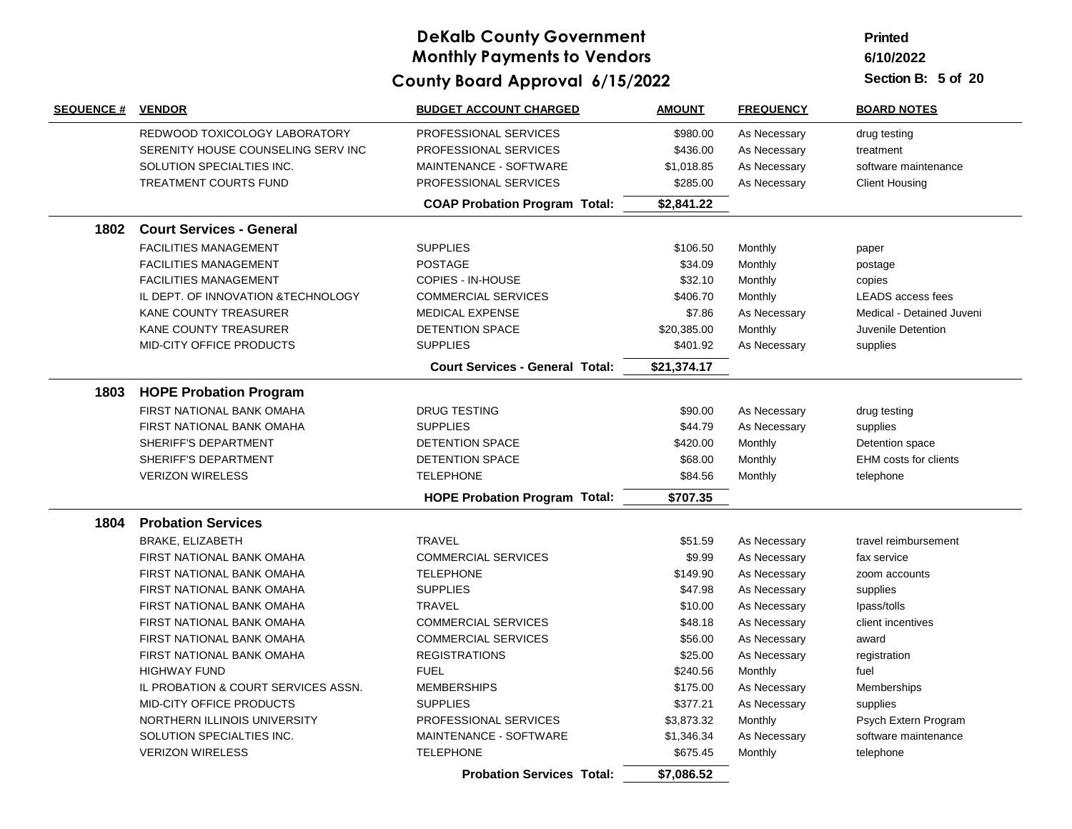# DeKalb County Government
## Monthly Payments to Vendors
## County Board Approval 6/15/2022

Printed 6/10/2022

Section B: 5 of 20

| SEQUENCE # | VENDOR | BUDGET ACCOUNT CHARGED | AMOUNT | FREQUENCY | BOARD NOTES |
|---|---|---|---|---|---|
| | REDWOOD TOXICOLOGY LABORATORY | PROFESSIONAL SERVICES | $980.00 | As Necessary | drug testing |
| | SERENITY HOUSE COUNSELING SERV INC | PROFESSIONAL SERVICES | $436.00 | As Necessary | treatment |
| | SOLUTION SPECIALTIES INC. | MAINTENANCE - SOFTWARE | $1,018.85 | As Necessary | software maintenance |
| | TREATMENT COURTS FUND | PROFESSIONAL SERVICES | $285.00 | As Necessary | Client Housing |
| | | **COAP Probation Program Total:** | **$2,841.22** | | |
| **1802** | **Court Services - General** | | | | |
| | FACILITIES MANAGEMENT | SUPPLIES | $106.50 | Monthly | paper |
| | FACILITIES MANAGEMENT | POSTAGE | $34.09 | Monthly | postage |
| | FACILITIES MANAGEMENT | COPIES - IN-HOUSE | $32.10 | Monthly | copies |
| | IL DEPT. OF INNOVATION &TECHNOLOGY | COMMERCIAL SERVICES | $406.70 | Monthly | LEADS access fees |
| | KANE COUNTY TREASURER | MEDICAL EXPENSE | $7.86 | As Necessary | Medical - Detained Juveni |
| | KANE COUNTY TREASURER | DETENTION SPACE | $20,385.00 | Monthly | Juvenile Detention |
| | MID-CITY OFFICE PRODUCTS | SUPPLIES | $401.92 | As Necessary | supplies |
| | | **Court Services - General Total:** | **$21,374.17** | | |
| **1803** | **HOPE Probation Program** | | | | |
| | FIRST NATIONAL BANK OMAHA | DRUG TESTING | $90.00 | As Necessary | drug testing |
| | FIRST NATIONAL BANK OMAHA | SUPPLIES | $44.79 | As Necessary | supplies |
| | SHERIFF'S DEPARTMENT | DETENTION SPACE | $420.00 | Monthly | Detention space |
| | SHERIFF'S DEPARTMENT | DETENTION SPACE | $68.00 | Monthly | EHM costs for clients |
| | VERIZON WIRELESS | TELEPHONE | $84.56 | Monthly | telephone |
| | | **HOPE Probation Program Total:** | **$707.35** | | |
| **1804** | **Probation Services** | | | | |
| | BRAKE, ELIZABETH | TRAVEL | $51.59 | As Necessary | travel reimbursement |
| | FIRST NATIONAL BANK OMAHA | COMMERCIAL SERVICES | $9.99 | As Necessary | fax service |
| | FIRST NATIONAL BANK OMAHA | TELEPHONE | $149.90 | As Necessary | zoom accounts |
| | FIRST NATIONAL BANK OMAHA | SUPPLIES | $47.98 | As Necessary | supplies |
| | FIRST NATIONAL BANK OMAHA | TRAVEL | $10.00 | As Necessary | Ipass/tolls |
| | FIRST NATIONAL BANK OMAHA | COMMERCIAL SERVICES | $48.18 | As Necessary | client incentives |
| | FIRST NATIONAL BANK OMAHA | COMMERCIAL SERVICES | $56.00 | As Necessary | award |
| | FIRST NATIONAL BANK OMAHA | REGISTRATIONS | $25.00 | As Necessary | registration |
| | HIGHWAY FUND | FUEL | $240.56 | Monthly | fuel |
| | IL PROBATION & COURT SERVICES ASSN. | MEMBERSHIPS | $175.00 | As Necessary | Memberships |
| | MID-CITY OFFICE PRODUCTS | SUPPLIES | $377.21 | As Necessary | supplies |
| | NORTHERN ILLINOIS UNIVERSITY | PROFESSIONAL SERVICES | $3,873.32 | Monthly | Psych Extern Program |
| | SOLUTION SPECIALTIES INC. | MAINTENANCE - SOFTWARE | $1,346.34 | As Necessary | software maintenance |
| | VERIZON WIRELESS | TELEPHONE | $675.45 | Monthly | telephone |
| | | **Probation Services Total:** | **$7,086.52** | | |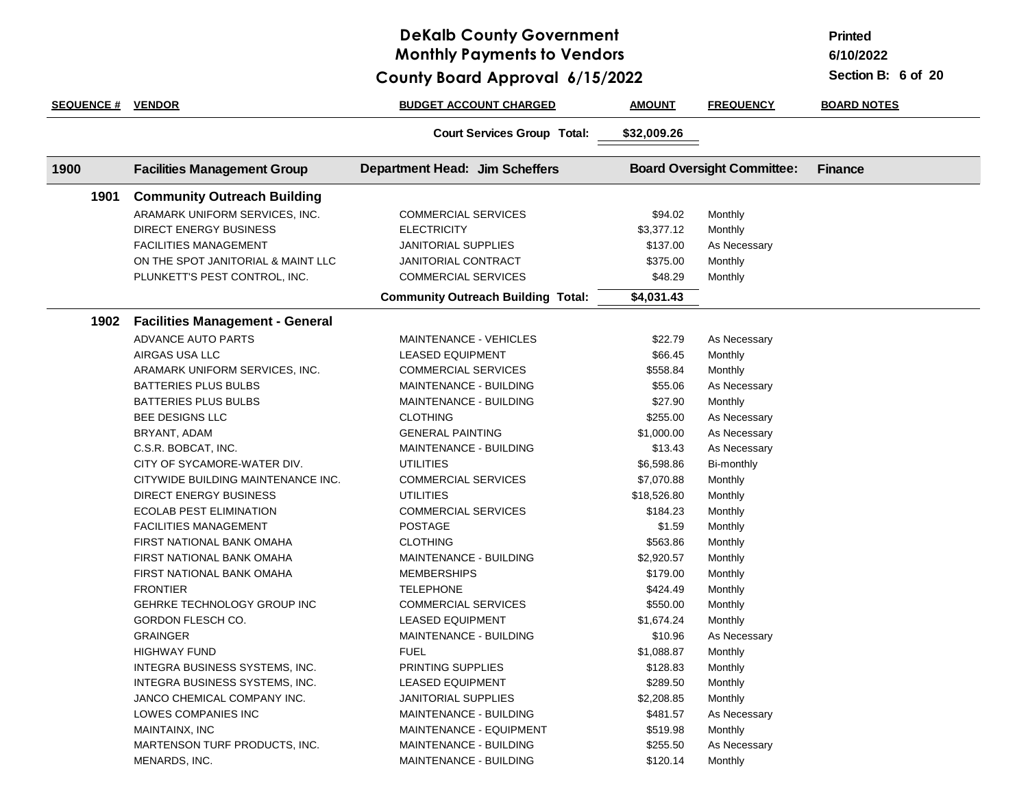# DeKalb County Government
## Monthly Payments to Vendors
## County Board Approval 6/15/2022

Printed 6/10/2022

Section B: 6 of 20

| SEQUENCE # | VENDOR | BUDGET ACCOUNT CHARGED | AMOUNT | FREQUENCY | BOARD NOTES |
|---|---|---|---|---|---|
| | | **Court Services Group Total:** | **$32,009.26** | | |
| **1900** | **Facilities Management Group** | **Department Head: Jim Scheffers** | **Board Oversight Committee:** | | **Finance** |
| **1901** | **Community Outreach Building** | | | | |
| | ARAMARK UNIFORM SERVICES, INC. | COMMERCIAL SERVICES | $94.02 | Monthly | |
| | DIRECT ENERGY BUSINESS | ELECTRICITY | $3,377.12 | Monthly | |
| | FACILITIES MANAGEMENT | JANITORIAL SUPPLIES | $137.00 | As Necessary | |
| | ON THE SPOT JANITORIAL & MAINT LLC | JANITORIAL CONTRACT | $375.00 | Monthly | |
| | PLUNKETT'S PEST CONTROL, INC. | COMMERCIAL SERVICES | $48.29 | Monthly | |
| | | **Community Outreach Building Total:** | **$4,031.43** | | |
| **1902** | **Facilities Management - General** | | | | |
| | ADVANCE AUTO PARTS | MAINTENANCE - VEHICLES | $22.79 | As Necessary | |
| | AIRGAS USA LLC | LEASED EQUIPMENT | $66.45 | Monthly | |
| | ARAMARK UNIFORM SERVICES, INC. | COMMERCIAL SERVICES | $558.84 | Monthly | |
| | BATTERIES PLUS BULBS | MAINTENANCE - BUILDING | $55.06 | As Necessary | |
| | BATTERIES PLUS BULBS | MAINTENANCE - BUILDING | $27.90 | Monthly | |
| | BEE DESIGNS LLC | CLOTHING | $255.00 | As Necessary | |
| | BRYANT, ADAM | GENERAL PAINTING | $1,000.00 | As Necessary | |
| | C.S.R. BOBCAT, INC. | MAINTENANCE - BUILDING | $13.43 | As Necessary | |
| | CITY OF SYCAMORE-WATER DIV. | UTILITIES | $6,598.86 | Bi-monthly | |
| | CITYWIDE BUILDING MAINTENANCE INC. | COMMERCIAL SERVICES | $7,070.88 | Monthly | |
| | DIRECT ENERGY BUSINESS | UTILITIES | $18,526.80 | Monthly | |
| | ECOLAB PEST ELIMINATION | COMMERCIAL SERVICES | $184.23 | Monthly | |
| | FACILITIES MANAGEMENT | POSTAGE | $1.59 | Monthly | |
| | FIRST NATIONAL BANK OMAHA | CLOTHING | $563.86 | Monthly | |
| | FIRST NATIONAL BANK OMAHA | MAINTENANCE - BUILDING | $2,920.57 | Monthly | |
| | FIRST NATIONAL BANK OMAHA | MEMBERSHIPS | $179.00 | Monthly | |
| | FRONTIER | TELEPHONE | $424.49 | Monthly | |
| | GEHRKE TECHNOLOGY GROUP INC | COMMERCIAL SERVICES | $550.00 | Monthly | |
| | GORDON FLESCH CO. | LEASED EQUIPMENT | $1,674.24 | Monthly | |
| | GRAINGER | MAINTENANCE - BUILDING | $10.96 | As Necessary | |
| | HIGHWAY FUND | FUEL | $1,088.87 | Monthly | |
| | INTEGRA BUSINESS SYSTEMS, INC. | PRINTING SUPPLIES | $128.83 | Monthly | |
| | INTEGRA BUSINESS SYSTEMS, INC. | LEASED EQUIPMENT | $289.50 | Monthly | |
| | JANCO CHEMICAL COMPANY INC. | JANITORIAL SUPPLIES | $2,208.85 | Monthly | |
| | LOWES COMPANIES INC | MAINTENANCE - BUILDING | $481.57 | As Necessary | |
| | MAINTAINX, INC | MAINTENANCE - EQUIPMENT | $519.98 | Monthly | |
| | MARTENSON TURF PRODUCTS, INC. | MAINTENANCE - BUILDING | $255.50 | As Necessary | |
| | MENARDS, INC. | MAINTENANCE - BUILDING | $120.14 | Monthly | |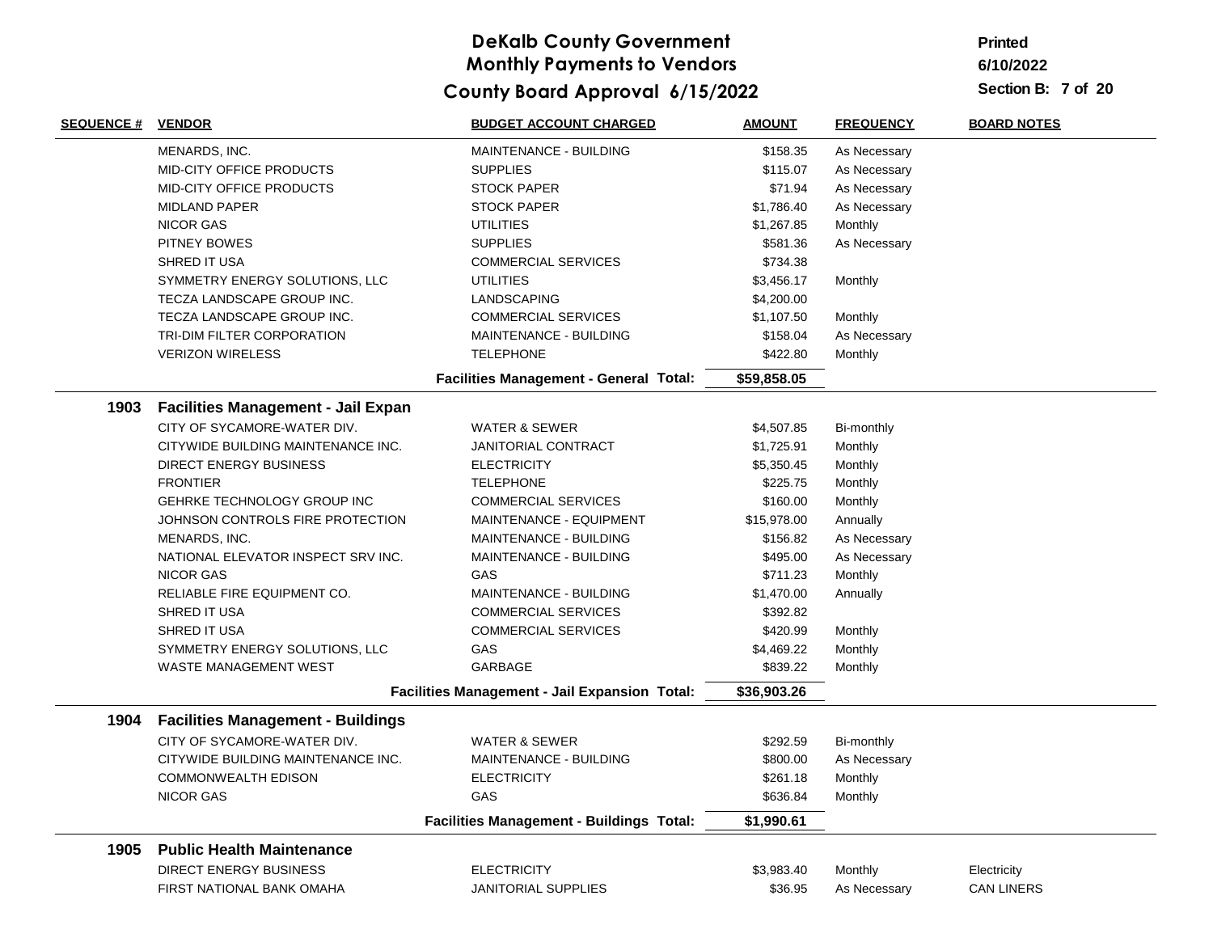# DeKalb County Government
## Monthly Payments to Vendors
## County Board Approval 6/15/2022

Printed 6/10/2022

Section B: 7 of 20

| SEQUENCE # | VENDOR | BUDGET ACCOUNT CHARGED | AMOUNT | FREQUENCY | BOARD NOTES |
|---|---|---|---|---|---|
| | MENARDS, INC. | MAINTENANCE - BUILDING | $158.35 | As Necessary | |
| | MID-CITY OFFICE PRODUCTS | SUPPLIES | $115.07 | As Necessary | |
| | MID-CITY OFFICE PRODUCTS | STOCK PAPER | $71.94 | As Necessary | |
| | MIDLAND PAPER | STOCK PAPER | $1,786.40 | As Necessary | |
| | NICOR GAS | UTILITIES | $1,267.85 | Monthly | |
| | PITNEY BOWES | SUPPLIES | $581.36 | As Necessary | |
| | SHRED IT USA | COMMERCIAL SERVICES | $734.38 | | |
| | SYMMETRY ENERGY SOLUTIONS, LLC | UTILITIES | $3,456.17 | Monthly | |
| | TECZA LANDSCAPE GROUP INC. | LANDSCAPING | $4,200.00 | | |
| | TECZA LANDSCAPE GROUP INC. | COMMERCIAL SERVICES | $1,107.50 | Monthly | |
| | TRI-DIM FILTER CORPORATION | MAINTENANCE - BUILDING | $158.04 | As Necessary | |
| | VERIZON WIRELESS | TELEPHONE | $422.80 | Monthly | |
| | | **Facilities Management - General Total:** | **$59,858.05** | | |
| **1903** | **Facilities Management - Jail Expan** | | | | |
| | CITY OF SYCAMORE-WATER DIV. | WATER & SEWER | $4,507.85 | Bi-monthly | |
| | CITYWIDE BUILDING MAINTENANCE INC. | JANITORIAL CONTRACT | $1,725.91 | Monthly | |
| | DIRECT ENERGY BUSINESS | ELECTRICITY | $5,350.45 | Monthly | |
| | FRONTIER | TELEPHONE | $225.75 | Monthly | |
| | GEHRKE TECHNOLOGY GROUP INC | COMMERCIAL SERVICES | $160.00 | Monthly | |
| | JOHNSON CONTROLS FIRE PROTECTION | MAINTENANCE - EQUIPMENT | $15,978.00 | Annually | |
| | MENARDS, INC. | MAINTENANCE - BUILDING | $156.82 | As Necessary | |
| | NATIONAL ELEVATOR INSPECT SRV INC. | MAINTENANCE - BUILDING | $495.00 | As Necessary | |
| | NICOR GAS | GAS | $711.23 | Monthly | |
| | RELIABLE FIRE EQUIPMENT CO. | MAINTENANCE - BUILDING | $1,470.00 | Annually | |
| | SHRED IT USA | COMMERCIAL SERVICES | $392.82 | | |
| | SHRED IT USA | COMMERCIAL SERVICES | $420.99 | Monthly | |
| | SYMMETRY ENERGY SOLUTIONS, LLC | GAS | $4,469.22 | Monthly | |
| | WASTE MANAGEMENT WEST | GARBAGE | $839.22 | Monthly | |
| | | **Facilities Management - Jail Expansion Total:** | **$36,903.26** | | |
| **1904** | **Facilities Management - Buildings** | | | | |
| | CITY OF SYCAMORE-WATER DIV. | WATER & SEWER | $292.59 | Bi-monthly | |
| | CITYWIDE BUILDING MAINTENANCE INC. | MAINTENANCE - BUILDING | $800.00 | As Necessary | |
| | COMMONWEALTH EDISON | ELECTRICITY | $261.18 | Monthly | |
| | NICOR GAS | GAS | $636.84 | Monthly | |
| | | **Facilities Management - Buildings Total:** | **$1,990.61** | | |
| **1905** | **Public Health Maintenance** | | | | |
| | DIRECT ENERGY BUSINESS | ELECTRICITY | $3,983.40 | Monthly | Electricity |
| | FIRST NATIONAL BANK OMAHA | JANITORIAL SUPPLIES | $36.95 | As Necessary | CAN LINERS |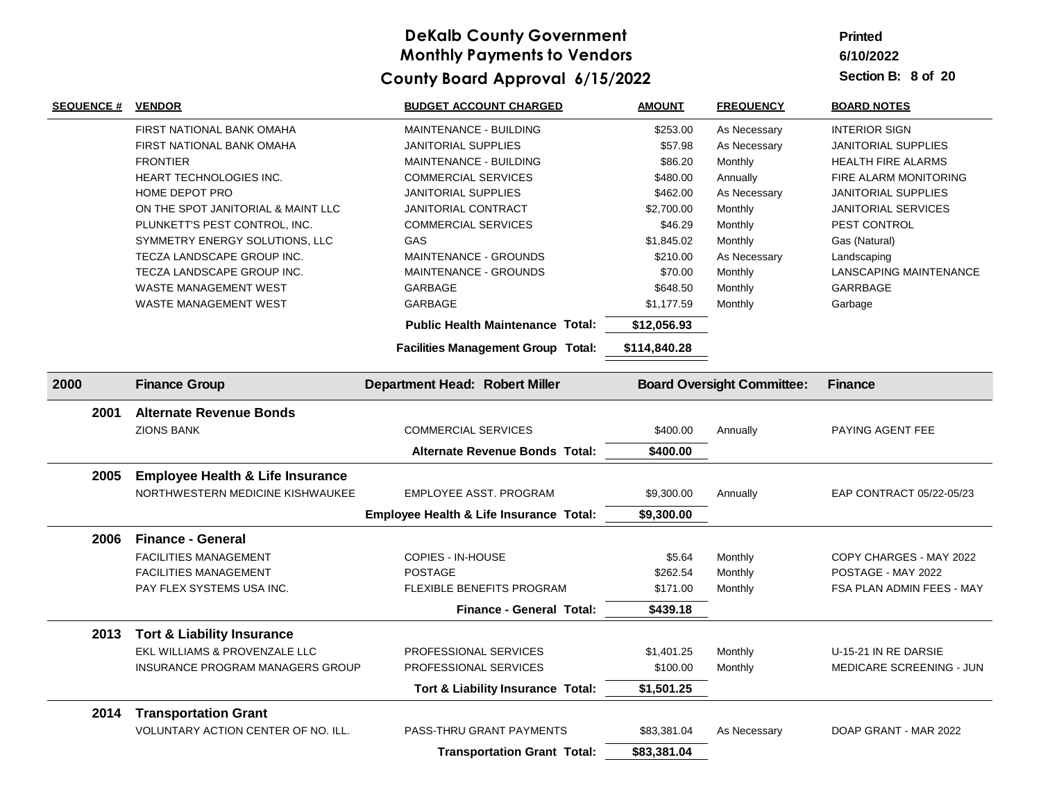# DeKalb County Government
## Monthly Payments to Vendors
## County Board Approval 6/15/2022

Printed 6/10/2022

Section B: 8 of 20

| SEQUENCE # | VENDOR | BUDGET ACCOUNT CHARGED | AMOUNT | FREQUENCY | BOARD NOTES |
|---|---|---|---|---|---|
| | FIRST NATIONAL BANK OMAHA | MAINTENANCE - BUILDING | $253.00 | As Necessary | INTERIOR SIGN |
| | FIRST NATIONAL BANK OMAHA | JANITORIAL SUPPLIES | $57.98 | As Necessary | JANITORIAL SUPPLIES |
| | FRONTIER | MAINTENANCE - BUILDING | $86.20 | Monthly | HEALTH FIRE ALARMS |
| | HEART TECHNOLOGIES INC. | COMMERCIAL SERVICES | $480.00 | Annually | FIRE ALARM MONITORING |
| | HOME DEPOT PRO | JANITORIAL SUPPLIES | $462.00 | As Necessary | JANITORIAL SUPPLIES |
| | ON THE SPOT JANITORIAL & MAINT LLC | JANITORIAL CONTRACT | $2,700.00 | Monthly | JANITORIAL SERVICES |
| | PLUNKETT'S PEST CONTROL, INC. | COMMERCIAL SERVICES | $46.29 | Monthly | PEST CONTROL |
| | SYMMETRY ENERGY SOLUTIONS, LLC | GAS | $1,845.02 | Monthly | Gas (Natural) |
| | TECZA LANDSCAPE GROUP INC. | MAINTENANCE - GROUNDS | $210.00 | As Necessary | Landscaping |
| | TECZA LANDSCAPE GROUP INC. | MAINTENANCE - GROUNDS | $70.00 | Monthly | LANSCAPING MAINTENANCE |
| | WASTE MANAGEMENT WEST | GARBAGE | $648.50 | Monthly | GARRBAGE |
| | WASTE MANAGEMENT WEST | GARBAGE | $1,177.59 | Monthly | Garbage |
| | | **Public Health Maintenance Total:** | **$12,056.93** | | |
| | | **Facilities Management Group Total:** | **$114,840.28** | | |
| **2000** | **Finance Group** | **Department Head: Robert Miller** | | **Board Oversight Committee:** | **Finance** |
| **2001** | **Alternate Revenue Bonds** | | | | |
| | ZIONS BANK | COMMERCIAL SERVICES | $400.00 | Annually | PAYING AGENT FEE |
| | | **Alternate Revenue Bonds Total:** | **$400.00** | | |
| **2005** | **Employee Health & Life Insurance** | | | | |
| | NORTHWESTERN MEDICINE KISHWAUKEE | EMPLOYEE ASST. PROGRAM | $9,300.00 | Annually | EAP CONTRACT 05/22-05/23 |
| | | **Employee Health & Life Insurance Total:** | **$9,300.00** | | |
| **2006** | **Finance - General** | | | | |
| | FACILITIES MANAGEMENT | COPIES - IN-HOUSE | $5.64 | Monthly | COPY CHARGES - MAY 2022 |
| | FACILITIES MANAGEMENT | POSTAGE | $262.54 | Monthly | POSTAGE - MAY 2022 |
| | PAY FLEX SYSTEMS USA INC. | FLEXIBLE BENEFITS PROGRAM | $171.00 | Monthly | FSA PLAN ADMIN FEES - MAY |
| | | **Finance - General Total:** | **$439.18** | | |
| **2013** | **Tort & Liability Insurance** | | | | |
| | EKL WILLIAMS & PROVENZALE LLC | PROFESSIONAL SERVICES | $1,401.25 | Monthly | U-15-21 IN RE DARSIE |
| | INSURANCE PROGRAM MANAGERS GROUP | PROFESSIONAL SERVICES | $100.00 | Monthly | MEDICARE SCREENING - JUN |
| | | **Tort & Liability Insurance Total:** | **$1,501.25** | | |
| **2014** | **Transportation Grant** | | | | |
| | VOLUNTARY ACTION CENTER OF NO. ILL. | PASS-THRU GRANT PAYMENTS | $83,381.04 | As Necessary | DOAP GRANT - MAR 2022 |
| | | **Transportation Grant Total:** | **$83,381.04** | | |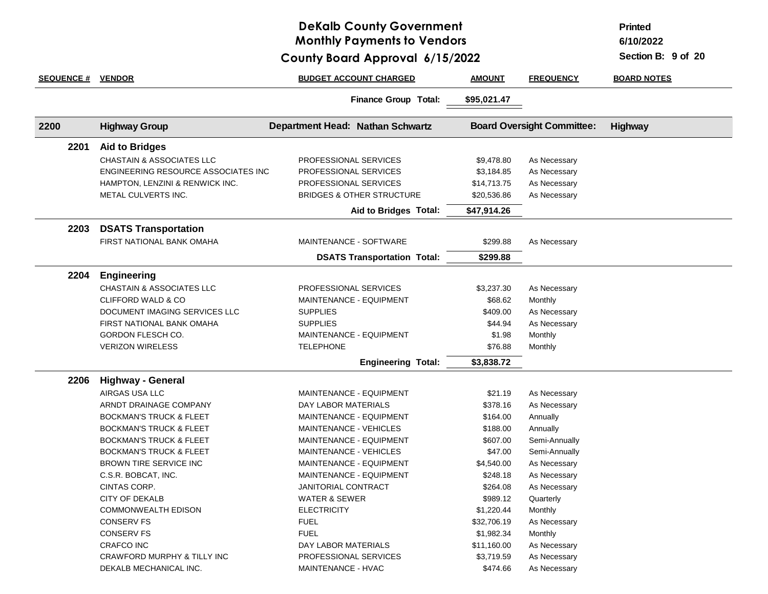# DeKalb County Government
## Monthly Payments to Vendors
## County Board Approval 6/15/2022

Printed 6/10/2022

Section B: 9 of 20

| SEQUENCE # | VENDOR | BUDGET ACCOUNT CHARGED | AMOUNT | FREQUENCY | BOARD NOTES |
|---|---|---|---|---|---|
| | | **Finance Group Total:** | **$95,021.47** | | |
| **2200** | **Highway Group** | **Department Head: Nathan Schwartz** | | **Board Oversight Committee:** | **Highway** |
| **2201** | **Aid to Bridges** | | | | |
| | CHASTAIN & ASSOCIATES LLC | PROFESSIONAL SERVICES | $9,478.80 | As Necessary | |
| | ENGINEERING RESOURCE ASSOCIATES INC | PROFESSIONAL SERVICES | $3,184.85 | As Necessary | |
| | HAMPTON, LENZINI & RENWICK INC. | PROFESSIONAL SERVICES | $14,713.75 | As Necessary | |
| | METAL CULVERTS INC. | BRIDGES & OTHER STRUCTURE | $20,536.86 | As Necessary | |
| | | **Aid to Bridges Total:** | **$47,914.26** | | |
| **2203** | **DSATS Transportation** | | | | |
| | FIRST NATIONAL BANK OMAHA | MAINTENANCE - SOFTWARE | $299.88 | As Necessary | |
| | | **DSATS Transportation Total:** | **$299.88** | | |
| **2204** | **Engineering** | | | | |
| | CHASTAIN & ASSOCIATES LLC | PROFESSIONAL SERVICES | $3,237.30 | As Necessary | |
| | CLIFFORD WALD & CO | MAINTENANCE - EQUIPMENT | $68.62 | Monthly | |
| | DOCUMENT IMAGING SERVICES LLC | SUPPLIES | $409.00 | As Necessary | |
| | FIRST NATIONAL BANK OMAHA | SUPPLIES | $44.94 | As Necessary | |
| | GORDON FLESCH CO. | MAINTENANCE - EQUIPMENT | $1.98 | Monthly | |
| | VERIZON WIRELESS | TELEPHONE | $76.88 | Monthly | |
| | | **Engineering Total:** | **$3,838.72** | | |
| **2206** | **Highway - General** | | | | |
| | AIRGAS USA LLC | MAINTENANCE - EQUIPMENT | $21.19 | As Necessary | |
| | ARNDT DRAINAGE COMPANY | DAY LABOR MATERIALS | $378.16 | As Necessary | |
| | BOCKMAN'S TRUCK & FLEET | MAINTENANCE - EQUIPMENT | $164.00 | Annually | |
| | BOCKMAN'S TRUCK & FLEET | MAINTENANCE - VEHICLES | $188.00 | Annually | |
| | BOCKMAN'S TRUCK & FLEET | MAINTENANCE - EQUIPMENT | $607.00 | Semi-Annually | |
| | BOCKMAN'S TRUCK & FLEET | MAINTENANCE - VEHICLES | $47.00 | Semi-Annually | |
| | BROWN TIRE SERVICE INC | MAINTENANCE - EQUIPMENT | $4,540.00 | As Necessary | |
| | C.S.R. BOBCAT, INC. | MAINTENANCE - EQUIPMENT | $248.18 | As Necessary | |
| | CINTAS CORP. | JANITORIAL CONTRACT | $264.08 | As Necessary | |
| | CITY OF DEKALB | WATER & SEWER | $989.12 | Quarterly | |
| | COMMONWEALTH EDISON | ELECTRICITY | $1,220.44 | Monthly | |
| | CONSERV FS | FUEL | $32,706.19 | As Necessary | |
| | CONSERV FS | FUEL | $1,982.34 | Monthly | |
| | CRAFCO INC | DAY LABOR MATERIALS | $11,160.00 | As Necessary | |
| | CRAWFORD MURPHY & TILLY INC | PROFESSIONAL SERVICES | $3,719.59 | As Necessary | |
| | DEKALB MECHANICAL INC. | MAINTENANCE - HVAC | $474.66 | As Necessary | |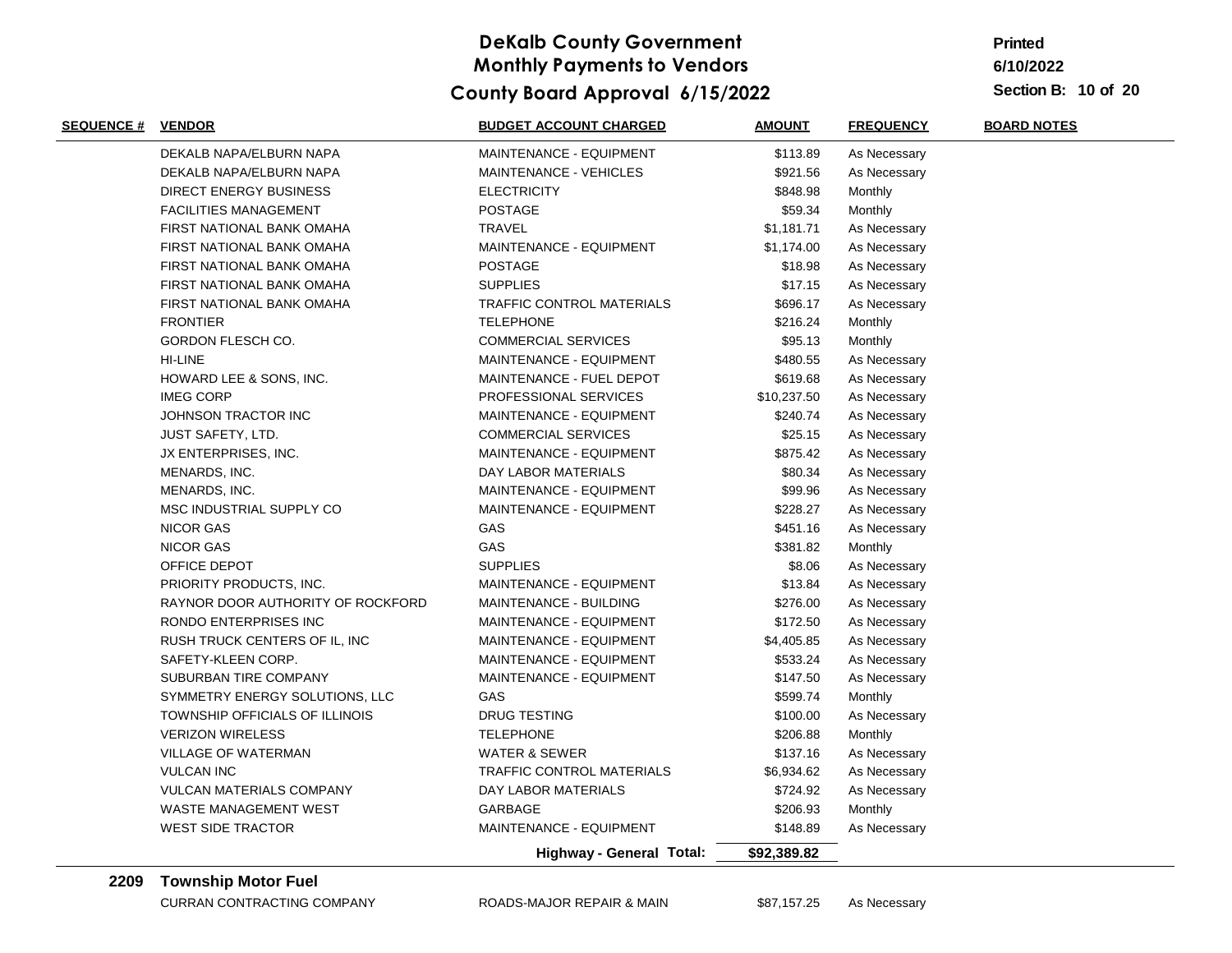# DeKalb County Government
## Monthly Payments to Vendors
## County Board Approval 6/15/2022

Printed 6/10/2022

Section B: 10 of 20

| SEQUENCE # | VENDOR | BUDGET ACCOUNT CHARGED | AMOUNT | FREQUENCY | BOARD NOTES |
|---|---|---|---|---|---|
| | DEKALB NAPA/ELBURN NAPA | MAINTENANCE - EQUIPMENT | $113.89 | As Necessary | |
| | DEKALB NAPA/ELBURN NAPA | MAINTENANCE - VEHICLES | $921.56 | As Necessary | |
| | DIRECT ENERGY BUSINESS | ELECTRICITY | $848.98 | Monthly | |
| | FACILITIES MANAGEMENT | POSTAGE | $59.34 | Monthly | |
| | FIRST NATIONAL BANK OMAHA | TRAVEL | $1,181.71 | As Necessary | |
| | FIRST NATIONAL BANK OMAHA | MAINTENANCE - EQUIPMENT | $1,174.00 | As Necessary | |
| | FIRST NATIONAL BANK OMAHA | POSTAGE | $18.98 | As Necessary | |
| | FIRST NATIONAL BANK OMAHA | SUPPLIES | $17.15 | As Necessary | |
| | FIRST NATIONAL BANK OMAHA | TRAFFIC CONTROL MATERIALS | $696.17 | As Necessary | |
| | FRONTIER | TELEPHONE | $216.24 | Monthly | |
| | GORDON FLESCH CO. | COMMERCIAL SERVICES | $95.13 | Monthly | |
| | HI-LINE | MAINTENANCE - EQUIPMENT | $480.55 | As Necessary | |
| | HOWARD LEE & SONS, INC. | MAINTENANCE - FUEL DEPOT | $619.68 | As Necessary | |
| | IMEG CORP | PROFESSIONAL SERVICES | $10,237.50 | As Necessary | |
| | JOHNSON TRACTOR INC | MAINTENANCE - EQUIPMENT | $240.74 | As Necessary | |
| | JUST SAFETY, LTD. | COMMERCIAL SERVICES | $25.15 | As Necessary | |
| | JX ENTERPRISES, INC. | MAINTENANCE - EQUIPMENT | $875.42 | As Necessary | |
| | MENARDS, INC. | DAY LABOR MATERIALS | $80.34 | As Necessary | |
| | MENARDS, INC. | MAINTENANCE - EQUIPMENT | $99.96 | As Necessary | |
| | MSC INDUSTRIAL SUPPLY CO | MAINTENANCE - EQUIPMENT | $228.27 | As Necessary | |
| | NICOR GAS | GAS | $451.16 | As Necessary | |
| | NICOR GAS | GAS | $381.82 | Monthly | |
| | OFFICE DEPOT | SUPPLIES | $8.06 | As Necessary | |
| | PRIORITY PRODUCTS, INC. | MAINTENANCE - EQUIPMENT | $13.84 | As Necessary | |
| | RAYNOR DOOR AUTHORITY OF ROCKFORD | MAINTENANCE - BUILDING | $276.00 | As Necessary | |
| | RONDO ENTERPRISES INC | MAINTENANCE - EQUIPMENT | $172.50 | As Necessary | |
| | RUSH TRUCK CENTERS OF IL, INC | MAINTENANCE - EQUIPMENT | $4,405.85 | As Necessary | |
| | SAFETY-KLEEN CORP. | MAINTENANCE - EQUIPMENT | $533.24 | As Necessary | |
| | SUBURBAN TIRE COMPANY | MAINTENANCE - EQUIPMENT | $147.50 | As Necessary | |
| | SYMMETRY ENERGY SOLUTIONS, LLC | GAS | $599.74 | Monthly | |
| | TOWNSHIP OFFICIALS OF ILLINOIS | DRUG TESTING | $100.00 | As Necessary | |
| | VERIZON WIRELESS | TELEPHONE | $206.88 | Monthly | |
| | VILLAGE OF WATERMAN | WATER & SEWER | $137.16 | As Necessary | |
| | VULCAN INC | TRAFFIC CONTROL MATERIALS | $6,934.62 | As Necessary | |
| | VULCAN MATERIALS COMPANY | DAY LABOR MATERIALS | $724.92 | As Necessary | |
| | WASTE MANAGEMENT WEST | GARBAGE | $206.93 | Monthly | |
| | WEST SIDE TRACTOR | MAINTENANCE - EQUIPMENT | $148.89 | As Necessary | |
| | | **Highway - General Total:** | **$92,389.82** | | |
| **2209** | **Township Motor Fuel** | | | | |
| | CURRAN CONTRACTING COMPANY | ROADS-MAJOR REPAIR & MAIN | $87,157.25 | As Necessary | |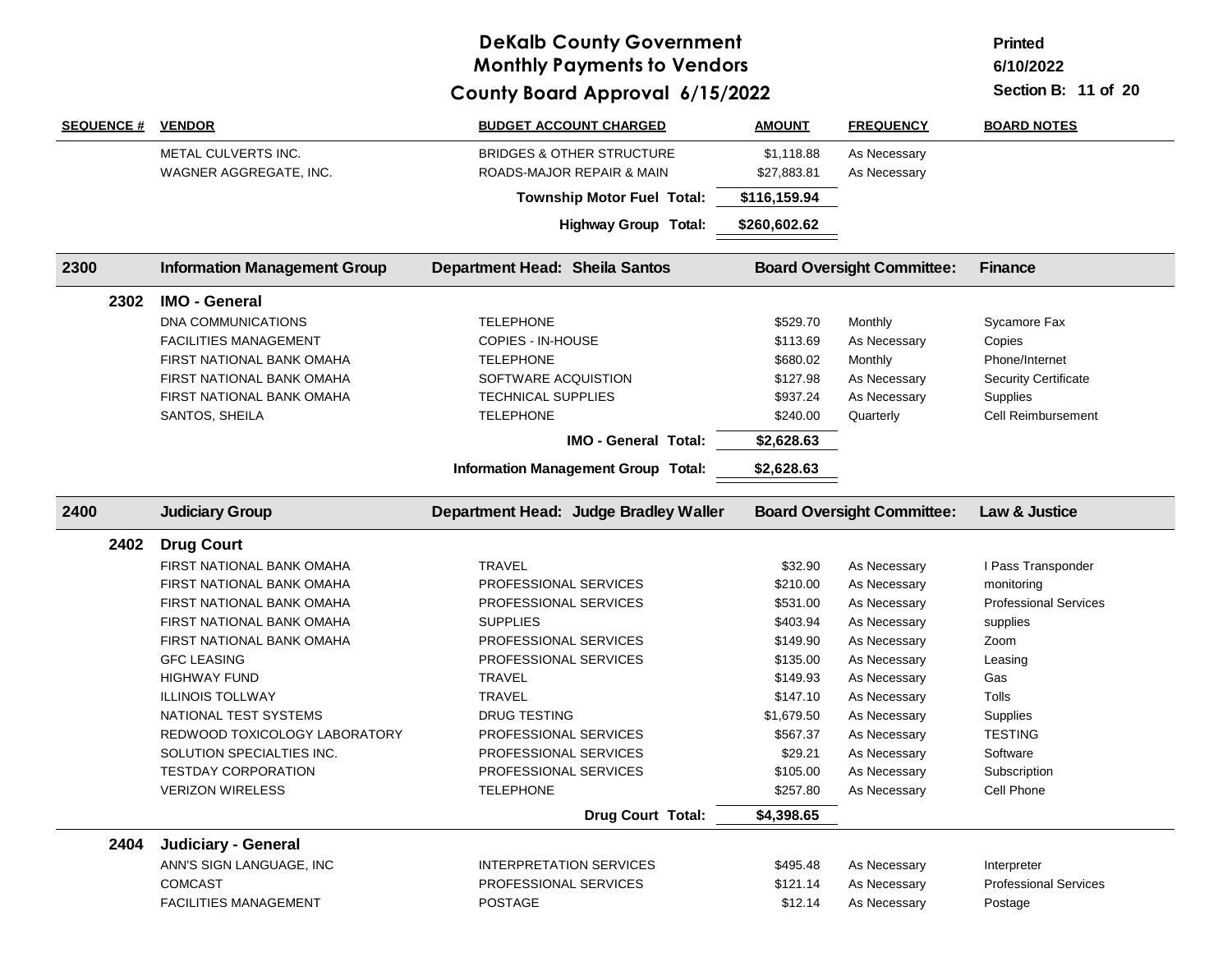# DeKalb County Government
## Monthly Payments to Vendors
## County Board Approval 6/15/2022

Printed 6/10/2022

Section B: 11 of 20

| SEQUENCE # | VENDOR | BUDGET ACCOUNT CHARGED | AMOUNT | FREQUENCY | BOARD NOTES |
|---|---|---|---|---|---|
| | METAL CULVERTS INC. | BRIDGES & OTHER STRUCTURE | $1,118.88 | As Necessary | |
| | WAGNER AGGREGATE, INC. | ROADS-MAJOR REPAIR & MAIN | $27,883.81 | As Necessary | |
| | | **Township Motor Fuel Total:** | **$116,159.94** | | |
| | | **Highway Group Total:** | **$260,602.62** | | |
| **2300** | **Information Management Group** | **Department Head: Sheila Santos** | **Board Oversight Committee:** | | **Finance** |
| **2302** | **IMO - General** | | | | |
| | DNA COMMUNICATIONS | TELEPHONE | $529.70 | Monthly | Sycamore Fax |
| | FACILITIES MANAGEMENT | COPIES - IN-HOUSE | $113.69 | As Necessary | Copies |
| | FIRST NATIONAL BANK OMAHA | TELEPHONE | $680.02 | Monthly | Phone/Internet |
| | FIRST NATIONAL BANK OMAHA | SOFTWARE ACQUISTION | $127.98 | As Necessary | Security Certificate |
| | FIRST NATIONAL BANK OMAHA | TECHNICAL SUPPLIES | $937.24 | As Necessary | Supplies |
| | SANTOS, SHEILA | TELEPHONE | $240.00 | Quarterly | Cell Reimbursement |
| | | **IMO - General Total:** | **$2,628.63** | | |
| | | **Information Management Group Total:** | **$2,628.63** | | |
| **2400** | **Judiciary Group** | **Department Head: Judge Bradley Waller** | **Board Oversight Committee:** | | **Law & Justice** |
| **2402** | **Drug Court** | | | | |
| | FIRST NATIONAL BANK OMAHA | TRAVEL | $32.90 | As Necessary | I Pass Transponder |
| | FIRST NATIONAL BANK OMAHA | PROFESSIONAL SERVICES | $210.00 | As Necessary | monitoring |
| | FIRST NATIONAL BANK OMAHA | PROFESSIONAL SERVICES | $531.00 | As Necessary | Professional Services |
| | FIRST NATIONAL BANK OMAHA | SUPPLIES | $403.94 | As Necessary | supplies |
| | FIRST NATIONAL BANK OMAHA | PROFESSIONAL SERVICES | $149.90 | As Necessary | Zoom |
| | GFC LEASING | PROFESSIONAL SERVICES | $135.00 | As Necessary | Leasing |
| | HIGHWAY FUND | TRAVEL | $149.93 | As Necessary | Gas |
| | ILLINOIS TOLLWAY | TRAVEL | $147.10 | As Necessary | Tolls |
| | NATIONAL TEST SYSTEMS | DRUG TESTING | $1,679.50 | As Necessary | Supplies |
| | REDWOOD TOXICOLOGY LABORATORY | PROFESSIONAL SERVICES | $567.37 | As Necessary | TESTING |
| | SOLUTION SPECIALTIES INC. | PROFESSIONAL SERVICES | $29.21 | As Necessary | Software |
| | TESTDAY CORPORATION | PROFESSIONAL SERVICES | $105.00 | As Necessary | Subscription |
| | VERIZON WIRELESS | TELEPHONE | $257.80 | As Necessary | Cell Phone |
| | | **Drug Court Total:** | **$4,398.65** | | |
| **2404** | **Judiciary - General** | | | | |
| | ANN'S SIGN LANGUAGE, INC | INTERPRETATION SERVICES | $495.48 | As Necessary | Interpreter |
| | COMCAST | PROFESSIONAL SERVICES | $121.14 | As Necessary | Professional Services |
| | FACILITIES MANAGEMENT | POSTAGE | $12.14 | As Necessary | Postage |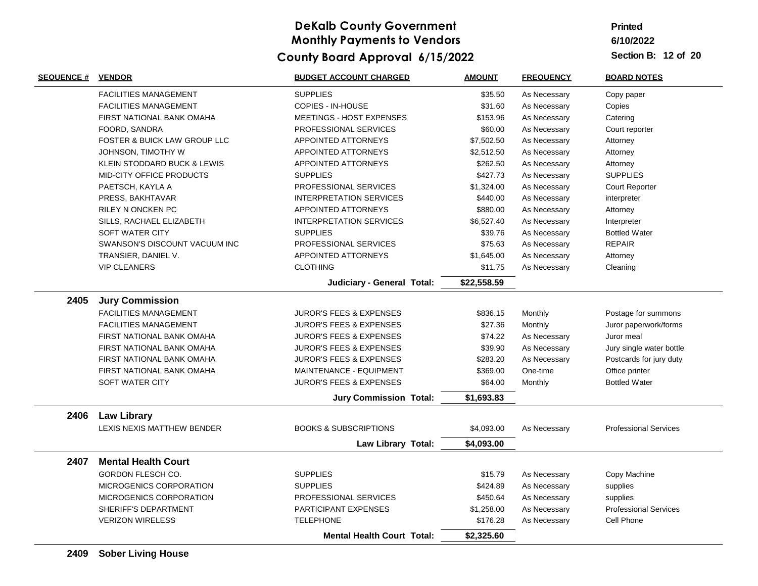# DeKalb County Government
## Monthly Payments to Vendors
## County Board Approval 6/15/2022

Printed 6/10/2022

Section B:

| SEQUENCE # | VENDOR | BUDGET ACCOUNT CHARGED | AMOUNT | FREQUENCY | BOARD NOTES |
|---|---|---|---|---|---|
| | FACILITIES MANAGEMENT | SUPPLIES | $35.50 | As Necessary | Copy paper |
| | FACILITIES MANAGEMENT | COPIES - IN-HOUSE | $31.60 | As Necessary | Copies |
| | FIRST NATIONAL BANK OMAHA | MEETINGS - HOST EXPENSES | $153.96 | As Necessary | Catering |
| | FOORD, SANDRA | PROFESSIONAL SERVICES | $60.00 | As Necessary | Court reporter |
| | FOSTER & BUICK LAW GROUP LLC | APPOINTED ATTORNEYS | $7,502.50 | As Necessary | Attorney |
| | JOHNSON, TIMOTHY W | APPOINTED ATTORNEYS | $2,512.50 | As Necessary | Attorney |
| | KLEIN STODDARD BUCK & LEWIS | APPOINTED ATTORNEYS | $262.50 | As Necessary | Attorney |
| | MID-CITY OFFICE PRODUCTS | SUPPLIES | $427.73 | As Necessary | SUPPLIES |
| | PAETSCH, KAYLA A | PROFESSIONAL SERVICES | $1,324.00 | As Necessary | Court Reporter |
| | PRESS, BAKHTAVAR | INTERPRETATION SERVICES | $440.00 | As Necessary | interpreter |
| | RILEY N ONCKEN PC | APPOINTED ATTORNEYS | $880.00 | As Necessary | Attorney |
| | SILLS, RACHAEL ELIZABETH | INTERPRETATION SERVICES | $6,527.40 | As Necessary | Interpreter |
| | SOFT WATER CITY | SUPPLIES | $39.76 | As Necessary | Bottled Water |
| | SWANSON'S DISCOUNT VACUUM INC | PROFESSIONAL SERVICES | $75.63 | As Necessary | REPAIR |
| | TRANSIER, DANIEL V. | APPOINTED ATTORNEYS | $1,645.00 | As Necessary | Attorney |
| | VIP CLEANERS | CLOTHING | $11.75 | As Necessary | Cleaning |
| | | **Judiciary - General Total:** | **$22,558.59** | | |
| **2405** | **Jury Commission** | | | | |
| | FACILITIES MANAGEMENT | JUROR'S FEES & EXPENSES | $836.15 | Monthly | Postage for summons |
| | FACILITIES MANAGEMENT | JUROR'S FEES & EXPENSES | $27.36 | Monthly | Juror paperwork/forms |
| | FIRST NATIONAL BANK OMAHA | JUROR'S FEES & EXPENSES | $74.22 | As Necessary | Juror meal |
| | FIRST NATIONAL BANK OMAHA | JUROR'S FEES & EXPENSES | $39.90 | As Necessary | Jury single water bottle |
| | FIRST NATIONAL BANK OMAHA | JUROR'S FEES & EXPENSES | $283.20 | As Necessary | Postcards for jury duty |
| | FIRST NATIONAL BANK OMAHA | MAINTENANCE - EQUIPMENT | $369.00 | One-time | Office printer |
| | SOFT WATER CITY | JUROR'S FEES & EXPENSES | $64.00 | Monthly | Bottled Water |
| | | **Jury Commission Total:** | **$1,693.83** | | |
| **2406** | **Law Library** | | | | |
| | LEXIS NEXIS MATTHEW BENDER | BOOKS & SUBSCRIPTIONS | $4,093.00 | As Necessary | Professional Services |
| | | **Law Library Total:** | **$4,093.00** | | |
| **2407** | **Mental Health Court** | | | | |
| | GORDON FLESCH CO. | SUPPLIES | $15.79 | As Necessary | Copy Machine |
| | MICROGENICS CORPORATION | SUPPLIES | $424.89 | As Necessary | supplies |
| | MICROGENICS CORPORATION | PROFESSIONAL SERVICES | $450.64 | As Necessary | supplies |
| | SHERIFF'S DEPARTMENT | PARTICIPANT EXPENSES | $1,258.00 | As Necessary | Professional Services |
| | VERIZON WIRELESS | TELEPHONE | $176.28 | As Necessary | Cell Phone |
| | | **Mental Health Court Total:** | **$2,325.60** | | |
| **2409** | **Sober Living House** | | | | |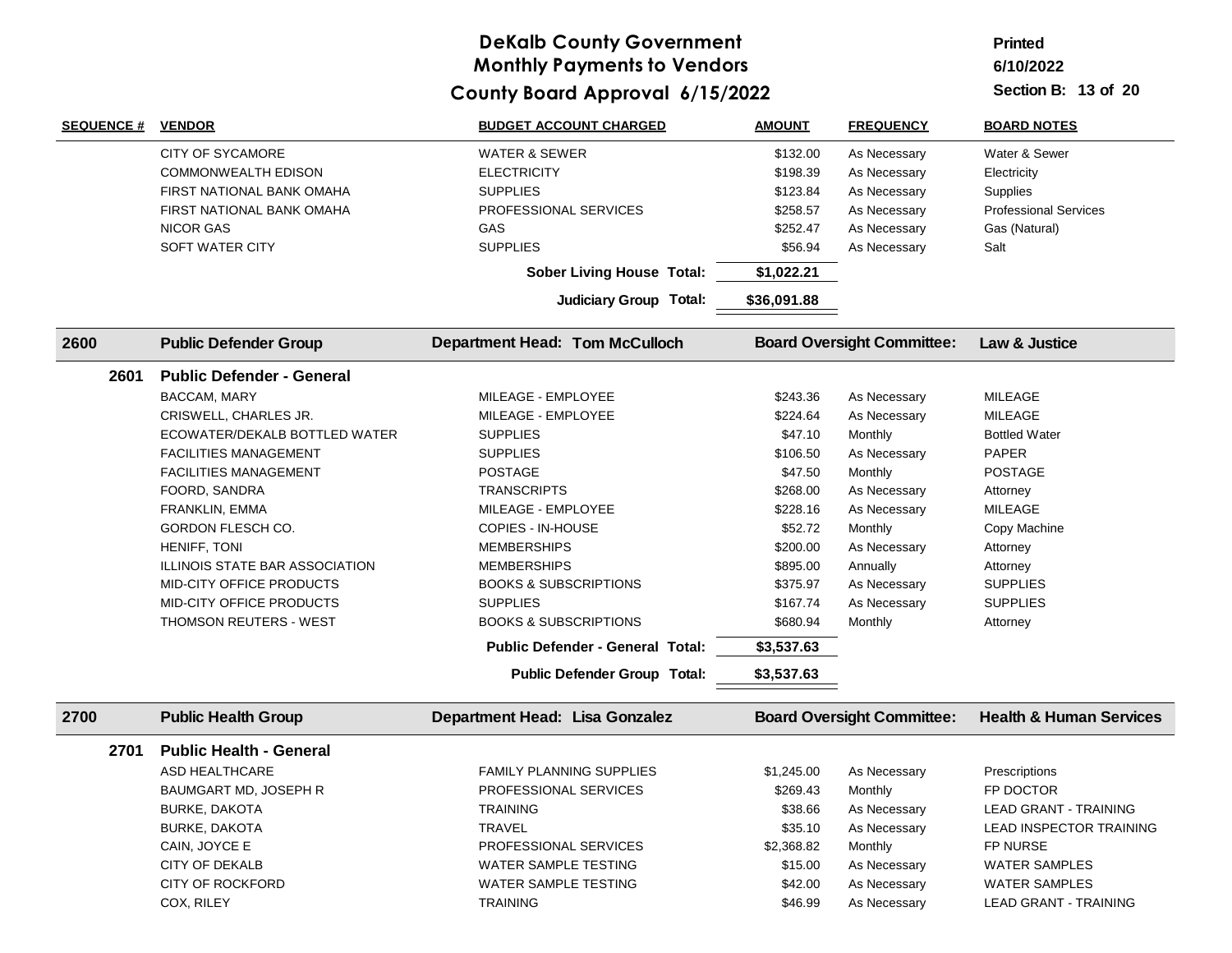# DeKalb County Government
## Monthly Payments to Vendors
### County Board Approval 6/15/2022

Printed 6/10/2022

Section B: 13 of 20

| SEQUENCE # | VENDOR | BUDGET ACCOUNT CHARGED | AMOUNT | FREQUENCY | BOARD NOTES |
|---|---|---|---|---|---|
| | CITY OF SYCAMORE | WATER & SEWER | $132.00 | As Necessary | Water & Sewer |
| | COMMONWEALTH EDISON | ELECTRICITY | $198.39 | As Necessary | Electricity |
| | FIRST NATIONAL BANK OMAHA | SUPPLIES | $123.84 | As Necessary | Supplies |
| | FIRST NATIONAL BANK OMAHA | PROFESSIONAL SERVICES | $258.57 | As Necessary | Professional Services |
| | NICOR GAS | GAS | $252.47 | As Necessary | Gas (Natural) |
| | SOFT WATER CITY | SUPPLIES | $56.94 | As Necessary | Salt |
| | | **Sober Living House Total:** | **$1,022.21** | | |
| | | **Judiciary Group Total:** | **$36,091.88** | | |
| **2600** | **Public Defender Group** | **Department Head: Tom McCulloch** | | **Board Oversight Committee:** | **Law & Justice** |
| **2601** | **Public Defender - General** | | | | |
| | BACCAM, MARY | MILEAGE - EMPLOYEE | $243.36 | As Necessary | MILEAGE |
| | CRISWELL, CHARLES JR. | MILEAGE - EMPLOYEE | $224.64 | As Necessary | MILEAGE |
| | ECOWATER/DEKALB BOTTLED WATER | SUPPLIES | $47.10 | Monthly | Bottled Water |
| | FACILITIES MANAGEMENT | SUPPLIES | $106.50 | As Necessary | PAPER |
| | FACILITIES MANAGEMENT | POSTAGE | $47.50 | Monthly | POSTAGE |
| | FOORD, SANDRA | TRANSCRIPTS | $268.00 | As Necessary | Attorney |
| | FRANKLIN, EMMA | MILEAGE - EMPLOYEE | $228.16 | As Necessary | MILEAGE |
| | GORDON FLESCH CO. | COPIES - IN-HOUSE | $52.72 | Monthly | Copy Machine |
| | HENIFF, TONI | MEMBERSHIPS | $200.00 | As Necessary | Attorney |
| | ILLINOIS STATE BAR ASSOCIATION | MEMBERSHIPS | $895.00 | Annually | Attorney |
| | MID-CITY OFFICE PRODUCTS | BOOKS & SUBSCRIPTIONS | $375.97 | As Necessary | SUPPLIES |
| | MID-CITY OFFICE PRODUCTS | SUPPLIES | $167.74 | As Necessary | SUPPLIES |
| | THOMSON REUTERS - WEST | BOOKS & SUBSCRIPTIONS | $680.94 | Monthly | Attorney |
| | | **Public Defender - General Total:** | **$3,537.63** | | |
| | | **Public Defender Group Total:** | **$3,537.63** | | |
| **2700** | **Public Health Group** | **Department Head: Lisa Gonzalez** | | **Board Oversight Committee:** | **Health & Human Services** |
| **2701** | **Public Health - General** | | | | |
| | ASD HEALTHCARE | FAMILY PLANNING SUPPLIES | $1,245.00 | As Necessary | Prescriptions |
| | BAUMGART MD, JOSEPH R | PROFESSIONAL SERVICES | $269.43 | Monthly | FP DOCTOR |
| | BURKE, DAKOTA | TRAINING | $38.66 | As Necessary | LEAD GRANT - TRAINING |
| | BURKE, DAKOTA | TRAVEL | $35.10 | As Necessary | LEAD INSPECTOR TRAINING |
| | CAIN, JOYCE E | PROFESSIONAL SERVICES | $2,368.82 | Monthly | FP NURSE |
| | CITY OF DEKALB | WATER SAMPLE TESTING | $15.00 | As Necessary | WATER SAMPLES |
| | CITY OF ROCKFORD | WATER SAMPLE TESTING | $42.00 | As Necessary | WATER SAMPLES |
| | COX, RILEY | TRAINING | $46.99 | As Necessary | LEAD GRANT - TRAINING |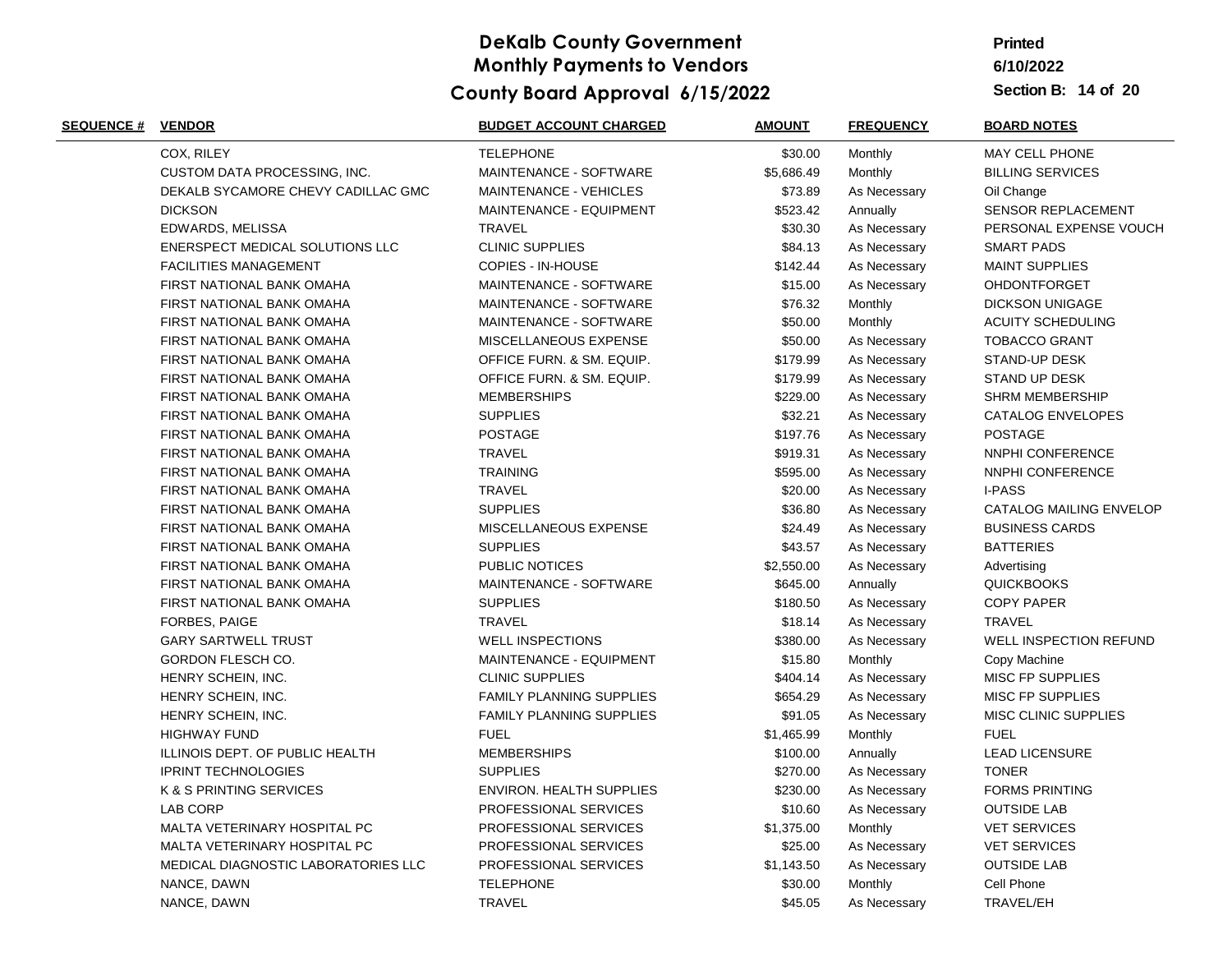# DeKalb County Government
## Monthly Payments to Vendors
## County Board Approval 6/15/2022

Printed
6/10/2022
Section B: 14 of 20

| SEQUENCE # | VENDOR | BUDGET ACCOUNT CHARGED | AMOUNT | FREQUENCY | BOARD NOTES |
|---|---|---|---|---|---|
| | COX, RILEY | TELEPHONE | $30.00 | Monthly | MAY CELL PHONE |
| | CUSTOM DATA PROCESSING, INC. | MAINTENANCE - SOFTWARE | $5,686.49 | Monthly | BILLING SERVICES |
| | DEKALB SYCAMORE CHEVY CADILLAC GMC | MAINTENANCE - VEHICLES | $73.89 | As Necessary | Oil Change |
| | DICKSON | MAINTENANCE - EQUIPMENT | $523.42 | Annually | SENSOR REPLACEMENT |
| | EDWARDS, MELISSA | TRAVEL | $30.30 | As Necessary | PERSONAL EXPENSE VOUCH |
| | ENERSPECT MEDICAL SOLUTIONS LLC | CLINIC SUPPLIES | $84.13 | As Necessary | SMART PADS |
| | FACILITIES MANAGEMENT | COPIES - IN-HOUSE | $142.44 | As Necessary | MAINT SUPPLIES |
| | FIRST NATIONAL BANK OMAHA | MAINTENANCE - SOFTWARE | $15.00 | As Necessary | OHDONTFORGET |
| | FIRST NATIONAL BANK OMAHA | MAINTENANCE - SOFTWARE | $76.32 | Monthly | DICKSON UNIGAGE |
| | FIRST NATIONAL BANK OMAHA | MAINTENANCE - SOFTWARE | $50.00 | Monthly | ACUITY SCHEDULING |
| | FIRST NATIONAL BANK OMAHA | MISCELLANEOUS EXPENSE | $50.00 | As Necessary | TOBACCO GRANT |
| | FIRST NATIONAL BANK OMAHA | OFFICE FURN. & SM. EQUIP. | $179.99 | As Necessary | STAND-UP DESK |
| | FIRST NATIONAL BANK OMAHA | OFFICE FURN. & SM. EQUIP. | $179.99 | As Necessary | STAND UP DESK |
| | FIRST NATIONAL BANK OMAHA | MEMBERSHIPS | $229.00 | As Necessary | SHRM MEMBERSHIP |
| | FIRST NATIONAL BANK OMAHA | SUPPLIES | $32.21 | As Necessary | CATALOG ENVELOPES |
| | FIRST NATIONAL BANK OMAHA | POSTAGE | $197.76 | As Necessary | POSTAGE |
| | FIRST NATIONAL BANK OMAHA | TRAVEL | $919.31 | As Necessary | NNPHI CONFERENCE |
| | FIRST NATIONAL BANK OMAHA | TRAINING | $595.00 | As Necessary | NNPHI CONFERENCE |
| | FIRST NATIONAL BANK OMAHA | TRAVEL | $20.00 | As Necessary | I-PASS |
| | FIRST NATIONAL BANK OMAHA | SUPPLIES | $36.80 | As Necessary | CATALOG MAILING ENVELOP |
| | FIRST NATIONAL BANK OMAHA | MISCELLANEOUS EXPENSE | $24.49 | As Necessary | BUSINESS CARDS |
| | FIRST NATIONAL BANK OMAHA | SUPPLIES | $43.57 | As Necessary | BATTERIES |
| | FIRST NATIONAL BANK OMAHA | PUBLIC NOTICES | $2,550.00 | As Necessary | Advertising |
| | FIRST NATIONAL BANK OMAHA | MAINTENANCE - SOFTWARE | $645.00 | Annually | QUICKBOOKS |
| | FIRST NATIONAL BANK OMAHA | SUPPLIES | $180.50 | As Necessary | COPY PAPER |
| | FORBES, PAIGE | TRAVEL | $18.14 | As Necessary | TRAVEL |
| | GARY SARTWELL TRUST | WELL INSPECTIONS | $380.00 | As Necessary | WELL INSPECTION REFUND |
| | GORDON FLESCH CO. | MAINTENANCE - EQUIPMENT | $15.80 | Monthly | Copy Machine |
| | HENRY SCHEIN, INC. | CLINIC SUPPLIES | $404.14 | As Necessary | MISC FP SUPPLIES |
| | HENRY SCHEIN, INC. | FAMILY PLANNING SUPPLIES | $654.29 | As Necessary | MISC FP SUPPLIES |
| | HENRY SCHEIN, INC. | FAMILY PLANNING SUPPLIES | $91.05 | As Necessary | MISC CLINIC SUPPLIES |
| | HIGHWAY FUND | FUEL | $1,465.99 | Monthly | FUEL |
| | ILLINOIS DEPT. OF PUBLIC HEALTH | MEMBERSHIPS | $100.00 | Annually | LEAD LICENSURE |
| | IPRINT TECHNOLOGIES | SUPPLIES | $270.00 | As Necessary | TONER |
| | K & S PRINTING SERVICES | ENVIRON. HEALTH SUPPLIES | $230.00 | As Necessary | FORMS PRINTING |
| | LAB CORP | PROFESSIONAL SERVICES | $10.60 | As Necessary | OUTSIDE LAB |
| | MALTA VETERINARY HOSPITAL PC | PROFESSIONAL SERVICES | $1,375.00 | Monthly | VET SERVICES |
| | MALTA VETERINARY HOSPITAL PC | PROFESSIONAL SERVICES | $25.00 | As Necessary | VET SERVICES |
| | MEDICAL DIAGNOSTIC LABORATORIES LLC | PROFESSIONAL SERVICES | $1,143.50 | As Necessary | OUTSIDE LAB |
| | NANCE, DAWN | TELEPHONE | $30.00 | Monthly | Cell Phone |
| | NANCE, DAWN | TRAVEL | $45.05 | As Necessary | TRAVEL/EH |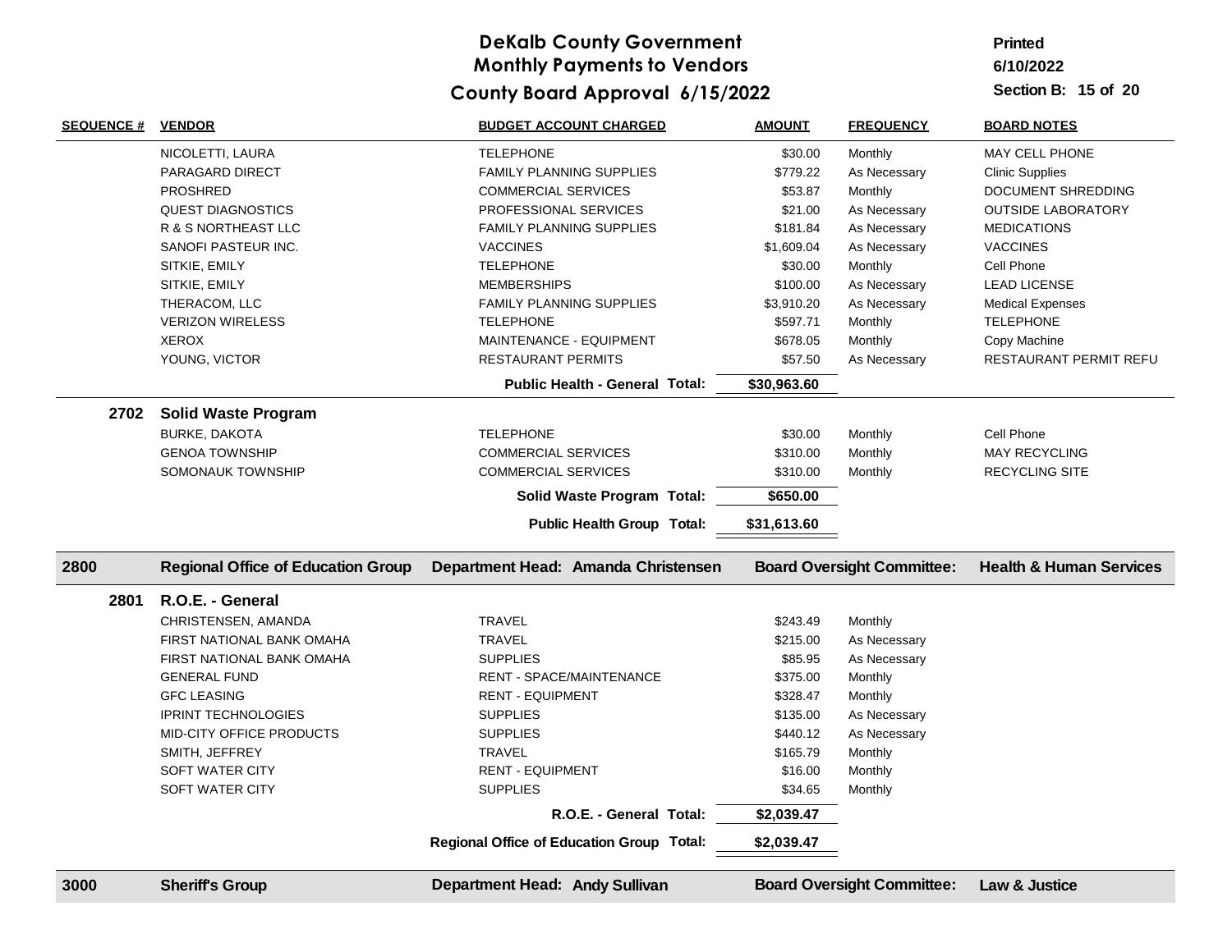# DeKalb County Government
## Monthly Payments to Vendors
## County Board Approval 6/15/2022

Printed 6/10/2022

Section B: 15 of 20

| SEQUENCE # | VENDOR | BUDGET ACCOUNT CHARGED | AMOUNT | FREQUENCY | BOARD NOTES |
|---|---|---|---|---|---|
| | NICOLETTI, LAURA | TELEPHONE | $30.00 | Monthly | MAY CELL PHONE |
| | PARAGARD DIRECT | FAMILY PLANNING SUPPLIES | $779.22 | As Necessary | Clinic Supplies |
| | PROSHRED | COMMERCIAL SERVICES | $53.87 | Monthly | DOCUMENT SHREDDING |
| | QUEST DIAGNOSTICS | PROFESSIONAL SERVICES | $21.00 | As Necessary | OUTSIDE LABORATORY |
| | R & S NORTHEAST LLC | FAMILY PLANNING SUPPLIES | $181.84 | As Necessary | MEDICATIONS |
| | SANOFI PASTEUR INC. | VACCINES | $1,609.04 | As Necessary | VACCINES |
| | SITKIE, EMILY | TELEPHONE | $30.00 | Monthly | Cell Phone |
| | SITKIE, EMILY | MEMBERSHIPS | $100.00 | As Necessary | LEAD LICENSE |
| | THERACOM, LLC | FAMILY PLANNING SUPPLIES | $3,910.20 | As Necessary | Medical Expenses |
| | VERIZON WIRELESS | TELEPHONE | $597.71 | Monthly | TELEPHONE |
| | XEROX | MAINTENANCE - EQUIPMENT | $678.05 | Monthly | Copy Machine |
| | YOUNG, VICTOR | RESTAURANT PERMITS | $57.50 | As Necessary | RESTAURANT PERMIT REFU |
| | | **Public Health - General Total:** | **$30,963.60** | | |
| **2702** | **Solid Waste Program** | | | | |
| | BURKE, DAKOTA | TELEPHONE | $30.00 | Monthly | Cell Phone |
| | GENOA TOWNSHIP | COMMERCIAL SERVICES | $310.00 | Monthly | MAY RECYCLING |
| | SOMONAUK TOWNSHIP | COMMERCIAL SERVICES | $310.00 | Monthly | RECYCLING SITE |
| | | **Solid Waste Program Total:** | **$650.00** | | |
| | | **Public Health Group Total:** | **$31,613.60** | | |
| **2800** | **Regional Office of Education Group** | **Department Head: Amanda Christensen** | | **Board Oversight Committee:** | **Health & Human Services** |
| **2801** | **R.O.E. - General** | | | | |
| | CHRISTENSEN, AMANDA | TRAVEL | $243.49 | Monthly | |
| | FIRST NATIONAL BANK OMAHA | TRAVEL | $215.00 | As Necessary | |
| | FIRST NATIONAL BANK OMAHA | SUPPLIES | $85.95 | As Necessary | |
| | GENERAL FUND | RENT - SPACE/MAINTENANCE | $375.00 | Monthly | |
| | GFC LEASING | RENT - EQUIPMENT | $328.47 | Monthly | |
| | IPRINT TECHNOLOGIES | SUPPLIES | $135.00 | As Necessary | |
| | MID-CITY OFFICE PRODUCTS | SUPPLIES | $440.12 | As Necessary | |
| | SMITH, JEFFREY | TRAVEL | $165.79 | Monthly | |
| | SOFT WATER CITY | RENT - EQUIPMENT | $16.00 | Monthly | |
| | SOFT WATER CITY | SUPPLIES | $34.65 | Monthly | |
| | | **R.O.E. - General Total:** | **$2,039.47** | | |
| | | **Regional Office of Education Group Total:** | **$2,039.47** | | |
| **3000** | **Sheriff's Group** | **Department Head: Andy Sullivan** | | **Board Oversight Committee:** | **Law & Justice** |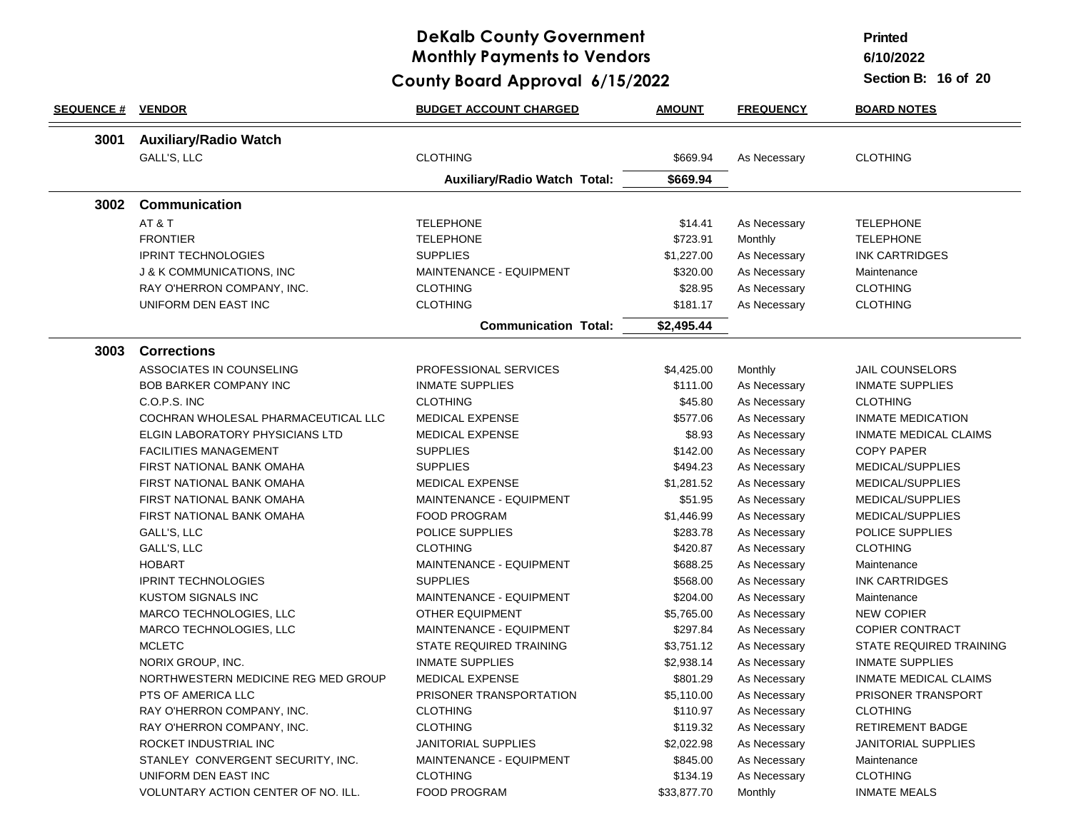# DeKalb County Government
## Monthly Payments to Vendors
## County Board Approval 6/15/2022

Printed 6/10/2022

Section B: 16 of 20

| SEQUENCE # | VENDOR | BUDGET ACCOUNT CHARGED | AMOUNT | FREQUENCY | BOARD NOTES |
|---|---|---|---|---|---|
| **3001** | **Auxiliary/Radio Watch** | | | | |
| | GALL'S, LLC | CLOTHING | $669.94 | As Necessary | CLOTHING |
| | | **Auxiliary/Radio Watch Total:** | **$669.94** | | |
| **3002** | **Communication** | | | | |
| | AT & T | TELEPHONE | $14.41 | As Necessary | TELEPHONE |
| | FRONTIER | TELEPHONE | $723.91 | Monthly | TELEPHONE |
| | IPRINT TECHNOLOGIES | SUPPLIES | $1,227.00 | As Necessary | INK CARTRIDGES |
| | J & K COMMUNICATIONS, INC | MAINTENANCE - EQUIPMENT | $320.00 | As Necessary | Maintenance |
| | RAY O'HERRON COMPANY, INC. | CLOTHING | $28.95 | As Necessary | CLOTHING |
| | UNIFORM DEN EAST INC | CLOTHING | $181.17 | As Necessary | CLOTHING |
| | | **Communication Total:** | **$2,495.44** | | |
| **3003** | **Corrections** | | | | |
| | ASSOCIATES IN COUNSELING | PROFESSIONAL SERVICES | $4,425.00 | Monthly | JAIL COUNSELORS |
| | BOB BARKER COMPANY INC | INMATE SUPPLIES | $111.00 | As Necessary | INMATE SUPPLIES |
| | C.O.P.S. INC | CLOTHING | $45.80 | As Necessary | CLOTHING |
| | COCHRAN WHOLESAL PHARMACEUTICAL LLC | MEDICAL EXPENSE | $577.06 | As Necessary | INMATE MEDICATION |
| | ELGIN LABORATORY PHYSICIANS LTD | MEDICAL EXPENSE | $8.93 | As Necessary | INMATE MEDICAL CLAIMS |
| | FACILITIES MANAGEMENT | SUPPLIES | $142.00 | As Necessary | COPY PAPER |
| | FIRST NATIONAL BANK OMAHA | SUPPLIES | $494.23 | As Necessary | MEDICAL/SUPPLIES |
| | FIRST NATIONAL BANK OMAHA | MEDICAL EXPENSE | $1,281.52 | As Necessary | MEDICAL/SUPPLIES |
| | FIRST NATIONAL BANK OMAHA | MAINTENANCE - EQUIPMENT | $51.95 | As Necessary | MEDICAL/SUPPLIES |
| | FIRST NATIONAL BANK OMAHA | FOOD PROGRAM | $1,446.99 | As Necessary | MEDICAL/SUPPLIES |
| | GALL'S, LLC | POLICE SUPPLIES | $283.78 | As Necessary | POLICE SUPPLIES |
| | GALL'S, LLC | CLOTHING | $420.87 | As Necessary | CLOTHING |
| | HOBART | MAINTENANCE - EQUIPMENT | $688.25 | As Necessary | Maintenance |
| | IPRINT TECHNOLOGIES | SUPPLIES | $568.00 | As Necessary | INK CARTRIDGES |
| | KUSTOM SIGNALS INC | MAINTENANCE - EQUIPMENT | $204.00 | As Necessary | Maintenance |
| | MARCO TECHNOLOGIES, LLC | OTHER EQUIPMENT | $5,765.00 | As Necessary | NEW COPIER |
| | MARCO TECHNOLOGIES, LLC | MAINTENANCE - EQUIPMENT | $297.84 | As Necessary | COPIER CONTRACT |
| | MCLETC | STATE REQUIRED TRAINING | $3,751.12 | As Necessary | STATE REQUIRED TRAINING |
| | NORIX GROUP, INC. | INMATE SUPPLIES | $2,938.14 | As Necessary | INMATE SUPPLIES |
| | NORTHWESTERN MEDICINE REG MED GROUP | MEDICAL EXPENSE | $801.29 | As Necessary | INMATE MEDICAL CLAIMS |
| | PTS OF AMERICA LLC | PRISONER TRANSPORTATION | $5,110.00 | As Necessary | PRISONER TRANSPORT |
| | RAY O'HERRON COMPANY, INC. | CLOTHING | $110.97 | As Necessary | CLOTHING |
| | RAY O'HERRON COMPANY, INC. | CLOTHING | $119.32 | As Necessary | RETIREMENT BADGE |
| | ROCKET INDUSTRIAL INC | JANITORIAL SUPPLIES | $2,022.98 | As Necessary | JANITORIAL SUPPLIES |
| | STANLEY CONVERGENT SECURITY, INC. | MAINTENANCE - EQUIPMENT | $845.00 | As Necessary | Maintenance |
| | UNIFORM DEN EAST INC | CLOTHING | $134.19 | As Necessary | CLOTHING |
| | VOLUNTARY ACTION CENTER OF NO. ILL. | FOOD PROGRAM | $33,877.70 | Monthly | INMATE MEALS |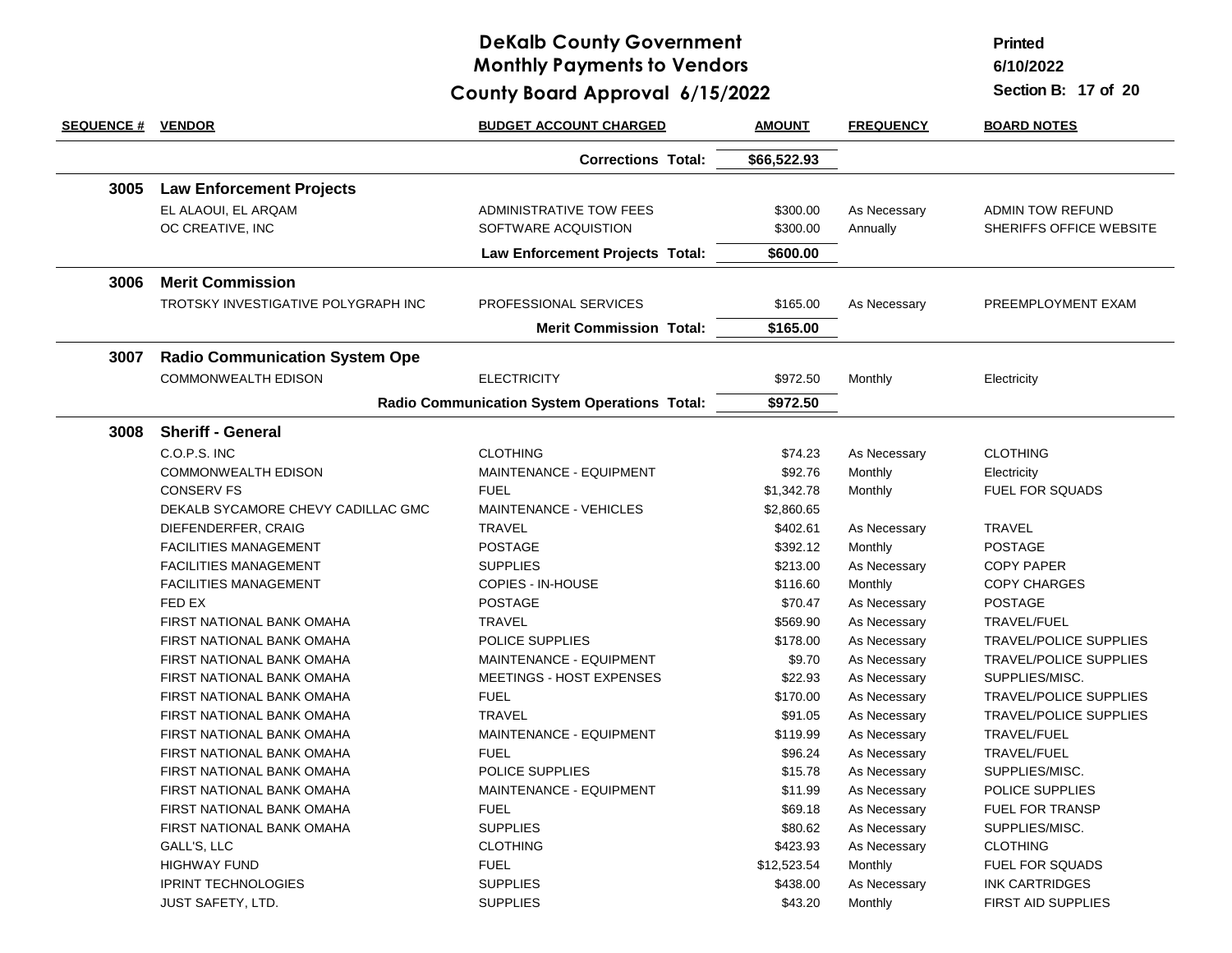# DeKalb County Government
## Monthly Payments to Vendors
## County Board Approval 6/15/2022

Printed 6/10/2022

Section B: 17 of 20

| SEQUENCE # | VENDOR | BUDGET ACCOUNT CHARGED | AMOUNT | FREQUENCY | BOARD NOTES |
|---|---|---|---|---|---|
| | | **Corrections Total:** | **$66,522.93** | | |
| **3005** | **Law Enforcement Projects** | | | | |
| | EL ALAOUI, EL ARQAM | ADMINISTRATIVE TOW FEES | $300.00 | As Necessary | ADMIN TOW REFUND |
| | OC CREATIVE, INC | SOFTWARE ACQUISTION | $300.00 | Annually | SHERIFFS OFFICE WEBSITE |
| | | **Law Enforcement Projects Total:** | **$600.00** | | |
| **3006** | **Merit Commission** | | | | |
| | TROTSKY INVESTIGATIVE POLYGRAPH INC | PROFESSIONAL SERVICES | $165.00 | As Necessary | PREEMPLOYMENT EXAM |
| | | **Merit Commission Total:** | **$165.00** | | |
| **3007** | **Radio Communication System Ope** | | | | |
| | COMMONWEALTH EDISON | ELECTRICITY | $972.50 | Monthly | Electricity |
| | | **Radio Communication System Operations Total:** | **$972.50** | | |
| **3008** | **Sheriff - General** | | | | |
| | C.O.P.S. INC | CLOTHING | $74.23 | As Necessary | CLOTHING |
| | COMMONWEALTH EDISON | MAINTENANCE - EQUIPMENT | $92.76 | Monthly | Electricity |
| | CONSERV FS | FUEL | $1,342.78 | Monthly | FUEL FOR SQUADS |
| | DEKALB SYCAMORE CHEVY CADILLAC GMC | MAINTENANCE - VEHICLES | $2,860.65 | | |
| | DIEFENDERFER, CRAIG | TRAVEL | $402.61 | As Necessary | TRAVEL |
| | FACILITIES MANAGEMENT | POSTAGE | $392.12 | Monthly | POSTAGE |
| | FACILITIES MANAGEMENT | SUPPLIES | $213.00 | As Necessary | COPY PAPER |
| | FACILITIES MANAGEMENT | COPIES - IN-HOUSE | $116.60 | Monthly | COPY CHARGES |
| | FED EX | POSTAGE | $70.47 | As Necessary | POSTAGE |
| | FIRST NATIONAL BANK OMAHA | TRAVEL | $569.90 | As Necessary | TRAVEL/FUEL |
| | FIRST NATIONAL BANK OMAHA | POLICE SUPPLIES | $178.00 | As Necessary | TRAVEL/POLICE SUPPLIES |
| | FIRST NATIONAL BANK OMAHA | MAINTENANCE - EQUIPMENT | $9.70 | As Necessary | TRAVEL/POLICE SUPPLIES |
| | FIRST NATIONAL BANK OMAHA | MEETINGS - HOST EXPENSES | $22.93 | As Necessary | SUPPLIES/MISC. |
| | FIRST NATIONAL BANK OMAHA | FUEL | $170.00 | As Necessary | TRAVEL/POLICE SUPPLIES |
| | FIRST NATIONAL BANK OMAHA | TRAVEL | $91.05 | As Necessary | TRAVEL/POLICE SUPPLIES |
| | FIRST NATIONAL BANK OMAHA | MAINTENANCE - EQUIPMENT | $119.99 | As Necessary | TRAVEL/FUEL |
| | FIRST NATIONAL BANK OMAHA | FUEL | $96.24 | As Necessary | TRAVEL/FUEL |
| | FIRST NATIONAL BANK OMAHA | POLICE SUPPLIES | $15.78 | As Necessary | SUPPLIES/MISC. |
| | FIRST NATIONAL BANK OMAHA | MAINTENANCE - EQUIPMENT | $11.99 | As Necessary | POLICE SUPPLIES |
| | FIRST NATIONAL BANK OMAHA | FUEL | $69.18 | As Necessary | FUEL FOR TRANSP |
| | FIRST NATIONAL BANK OMAHA | SUPPLIES | $80.62 | As Necessary | SUPPLIES/MISC. |
| | GALL'S, LLC | CLOTHING | $423.93 | As Necessary | CLOTHING |
| | HIGHWAY FUND | FUEL | $12,523.54 | Monthly | FUEL FOR SQUADS |
| | IPRINT TECHNOLOGIES | SUPPLIES | $438.00 | As Necessary | INK CARTRIDGES |
| | JUST SAFETY, LTD. | SUPPLIES | $43.20 | Monthly | FIRST AID SUPPLIES |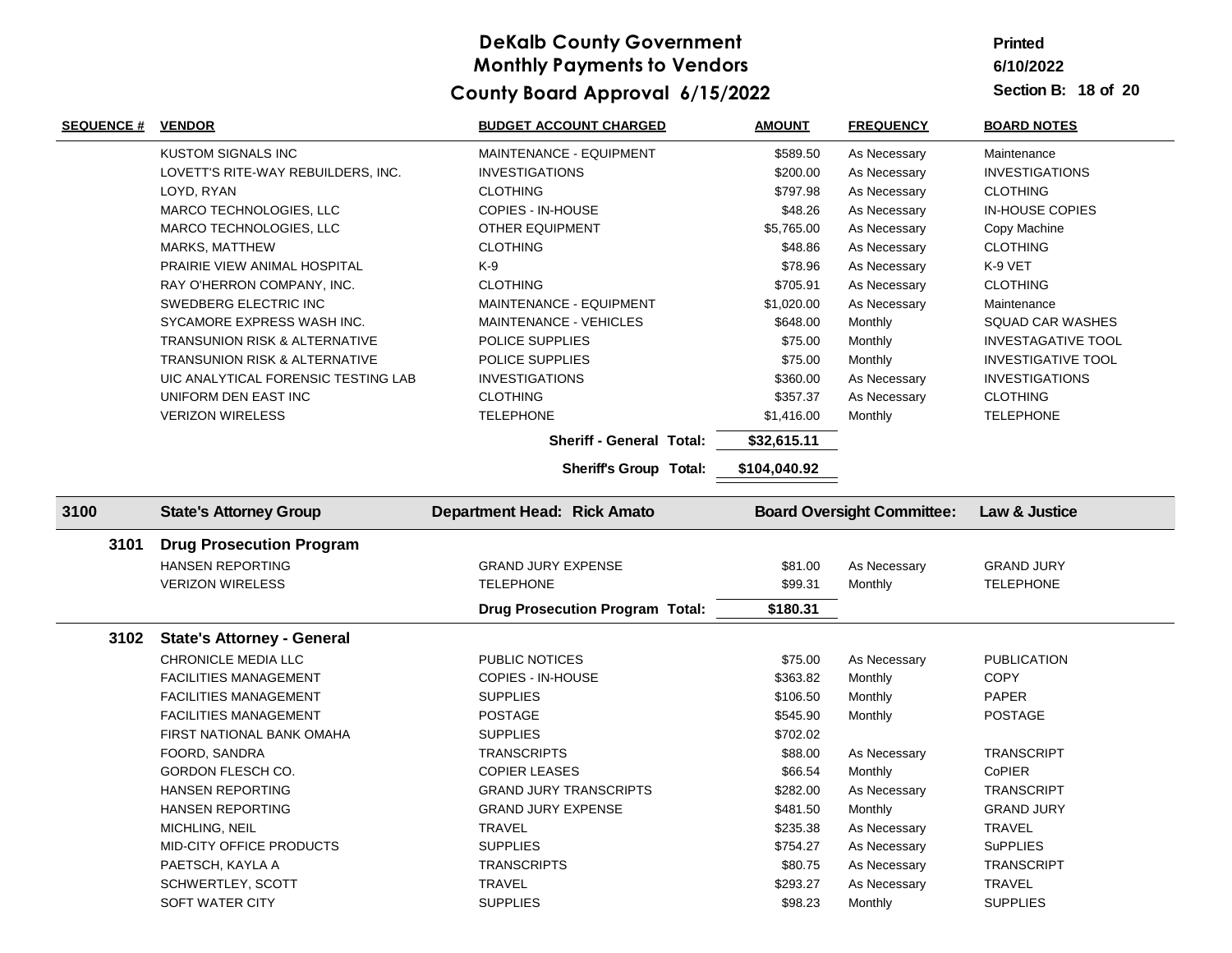# DeKalb County Government
## Monthly Payments to Vendors
## County Board Approval 6/15/2022

Printed 6/10/2022

Section B: 18 of 20

| SEQUENCE # | VENDOR | BUDGET ACCOUNT CHARGED | AMOUNT | FREQUENCY | BOARD NOTES |
|---|---|---|---|---|---|
| | KUSTOM SIGNALS INC | MAINTENANCE - EQUIPMENT | $589.50 | As Necessary | Maintenance |
| | LOVETT'S RITE-WAY REBUILDERS, INC. | INVESTIGATIONS | $200.00 | As Necessary | INVESTIGATIONS |
| | LOYD, RYAN | CLOTHING | $797.98 | As Necessary | CLOTHING |
| | MARCO TECHNOLOGIES, LLC | COPIES - IN-HOUSE | $48.26 | As Necessary | IN-HOUSE COPIES |
| | MARCO TECHNOLOGIES, LLC | OTHER EQUIPMENT | $5,765.00 | As Necessary | Copy Machine |
| | MARKS, MATTHEW | CLOTHING | $48.86 | As Necessary | CLOTHING |
| | PRAIRIE VIEW ANIMAL HOSPITAL | K-9 | $78.96 | As Necessary | K-9 VET |
| | RAY O'HERRON COMPANY, INC. | CLOTHING | $705.91 | As Necessary | CLOTHING |
| | SWEDBERG ELECTRIC INC | MAINTENANCE - EQUIPMENT | $1,020.00 | As Necessary | Maintenance |
| | SYCAMORE EXPRESS WASH INC. | MAINTENANCE - VEHICLES | $648.00 | Monthly | SQUAD CAR WASHES |
| | TRANSUNION RISK & ALTERNATIVE | POLICE SUPPLIES | $75.00 | Monthly | INVESTAGATIVE TOOL |
| | TRANSUNION RISK & ALTERNATIVE | POLICE SUPPLIES | $75.00 | Monthly | INVESTIGATIVE TOOL |
| | UIC ANALYTICAL FORENSIC TESTING LAB | INVESTIGATIONS | $360.00 | As Necessary | INVESTIGATIONS |
| | UNIFORM DEN EAST INC | CLOTHING | $357.37 | As Necessary | CLOTHING |
| | VERIZON WIRELESS | TELEPHONE | $1,416.00 | Monthly | TELEPHONE |
| | | **Sheriff - General Total:** | **$32,615.11** | | |
| | | **Sheriff's Group Total:** | **$104,040.92** | | |
| **3100** | **State's Attorney Group** | **Department Head: Rick Amato** | | **Board Oversight Committee:** | **Law & Justice** |
| **3101** | **Drug Prosecution Program** | | | | |
| | HANSEN REPORTING | GRAND JURY EXPENSE | $81.00 | As Necessary | GRAND JURY |
| | VERIZON WIRELESS | TELEPHONE | $99.31 | Monthly | TELEPHONE |
| | | **Drug Prosecution Program Total:** | **$180.31** | | |
| **3102** | **State's Attorney - General** | | | | |
| | CHRONICLE MEDIA LLC | PUBLIC NOTICES | $75.00 | As Necessary | PUBLICATION |
| | FACILITIES MANAGEMENT | COPIES - IN-HOUSE | $363.82 | Monthly | COPY |
| | FACILITIES MANAGEMENT | SUPPLIES | $106.50 | Monthly | PAPER |
| | FACILITIES MANAGEMENT | POSTAGE | $545.90 | Monthly | POSTAGE |
| | FIRST NATIONAL BANK OMAHA | SUPPLIES | $702.02 | | |
| | FOORD, SANDRA | TRANSCRIPTS | $88.00 | As Necessary | TRANSCRIPT |
| | GORDON FLESCH CO. | COPIER LEASES | $66.54 | Monthly | CoPIER |
| | HANSEN REPORTING | GRAND JURY TRANSCRIPTS | $282.00 | As Necessary | TRANSCRIPT |
| | HANSEN REPORTING | GRAND JURY EXPENSE | $481.50 | Monthly | GRAND JURY |
| | MICHLING, NEIL | TRAVEL | $235.38 | As Necessary | TRAVEL |
| | MID-CITY OFFICE PRODUCTS | SUPPLIES | $754.27 | As Necessary | SuPPLIES |
| | PAETSCH, KAYLA A | TRANSCRIPTS | $80.75 | As Necessary | TRANSCRIPT |
| | SCHWERTLEY, SCOTT | TRAVEL | $293.27 | As Necessary | TRAVEL |
| | SOFT WATER CITY | SUPPLIES | $98.23 | Monthly | SUPPLIES |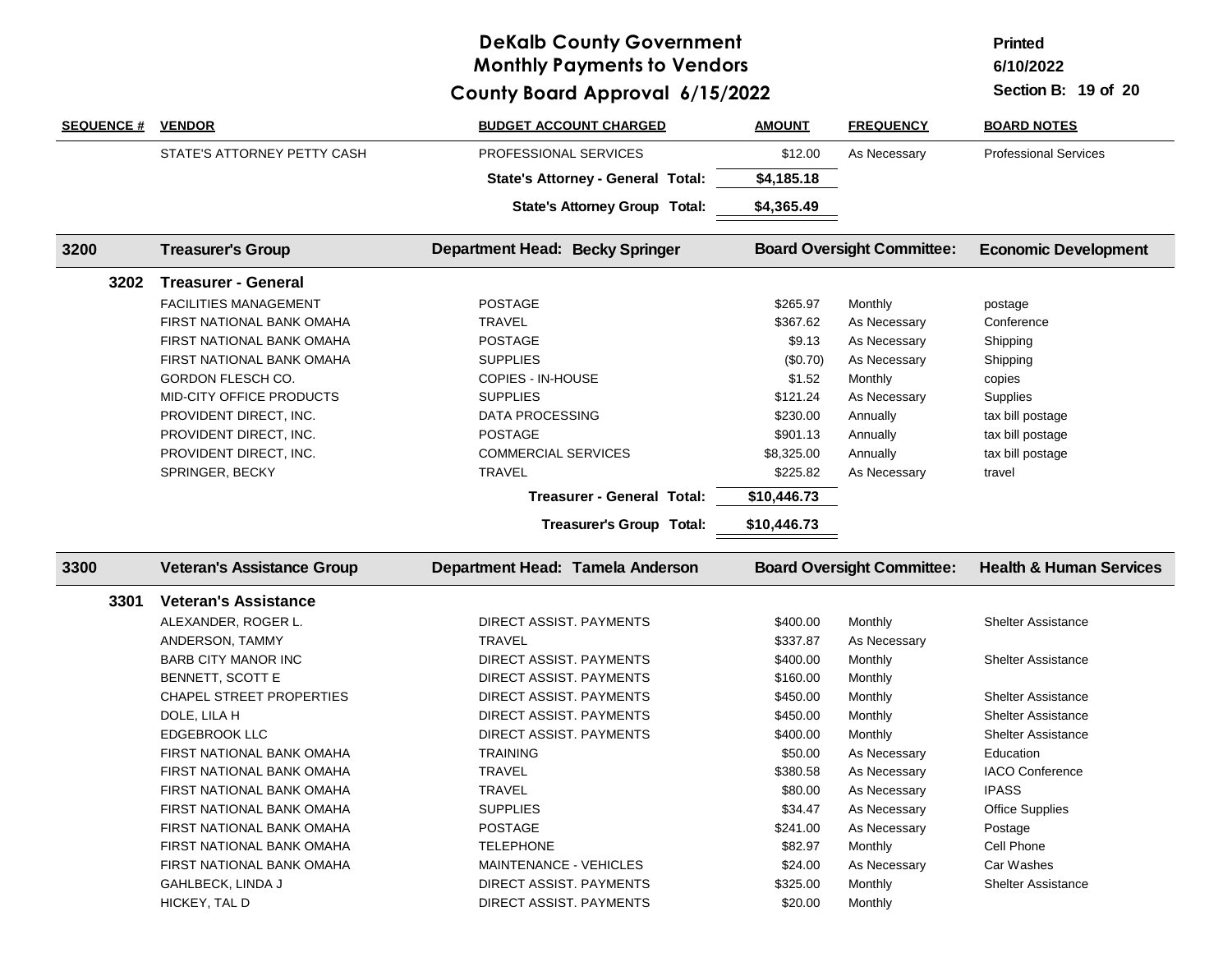# DeKalb County Government
## Monthly Payments to Vendors
## County Board Approval 6/15/2022

Printed 6/10/2022

Section B

| SEQUENCE # | VENDOR | BUDGET ACCOUNT CHARGED | AMOUNT | FREQUENCY | BOARD NOTES |
|---|---|---|---|---|---|
| | STATE'S ATTORNEY PETTY CASH | PROFESSIONAL SERVICES | $12.00 | As Necessary | Professional Services |
| | | **State's Attorney - General Total:** | **$4,185.18** | | |
| | | **State's Attorney Group Total:** | **$4,365.49** | | |
| **3200** | **Treasurer's Group** | **Department Head: Becky Springer** | | **Board Oversight Committee:** | **Economic Development** |
| **3202** | **Treasurer - General** | | | | |
| | FACILITIES MANAGEMENT | POSTAGE | $265.97 | Monthly | postage |
| | FIRST NATIONAL BANK OMAHA | TRAVEL | $367.62 | As Necessary | Conference |
| | FIRST NATIONAL BANK OMAHA | POSTAGE | $9.13 | As Necessary | Shipping |
| | FIRST NATIONAL BANK OMAHA | SUPPLIES | ($0.70) | As Necessary | Shipping |
| | GORDON FLESCH CO. | COPIES - IN-HOUSE | $1.52 | Monthly | copies |
| | MID-CITY OFFICE PRODUCTS | SUPPLIES | $121.24 | As Necessary | Supplies |
| | PROVIDENT DIRECT, INC. | DATA PROCESSING | $230.00 | Annually | tax bill postage |
| | PROVIDENT DIRECT, INC. | POSTAGE | $901.13 | Annually | tax bill postage |
| | PROVIDENT DIRECT, INC. | COMMERCIAL SERVICES | $8,325.00 | Annually | tax bill postage |
| | SPRINGER, BECKY | TRAVEL | $225.82 | As Necessary | travel |
| | | **Treasurer - General Total:** | **$10,446.73** | | |
| | | **Treasurer's Group Total:** | **$10,446.73** | | |
| **3300** | **Veteran's Assistance Group** | **Department Head: Tamela Anderson** | | **Board Oversight Committee:** | **Health & Human Services** |
| **3301** | **Veteran's Assistance** | | | | |
| | ALEXANDER, ROGER L. | DIRECT ASSIST. PAYMENTS | $400.00 | Monthly | Shelter Assistance |
| | ANDERSON, TAMMY | TRAVEL | $337.87 | As Necessary | |
| | BARB CITY MANOR INC | DIRECT ASSIST. PAYMENTS | $400.00 | Monthly | Shelter Assistance |
| | BENNETT, SCOTT E | DIRECT ASSIST. PAYMENTS | $160.00 | Monthly | |
| | CHAPEL STREET PROPERTIES | DIRECT ASSIST. PAYMENTS | $450.00 | Monthly | Shelter Assistance |
| | DOLE, LILA H | DIRECT ASSIST. PAYMENTS | $450.00 | Monthly | Shelter Assistance |
| | EDGEBROOK LLC | DIRECT ASSIST. PAYMENTS | $400.00 | Monthly | Shelter Assistance |
| | FIRST NATIONAL BANK OMAHA | TRAINING | $50.00 | As Necessary | Education |
| | FIRST NATIONAL BANK OMAHA | TRAVEL | $380.58 | As Necessary | IACO Conference |
| | FIRST NATIONAL BANK OMAHA | TRAVEL | $80.00 | As Necessary | IPASS |
| | FIRST NATIONAL BANK OMAHA | SUPPLIES | $34.47 | As Necessary | Office Supplies |
| | FIRST NATIONAL BANK OMAHA | POSTAGE | $241.00 | As Necessary | Postage |
| | FIRST NATIONAL BANK OMAHA | TELEPHONE | $82.97 | Monthly | Cell Phone |
| | FIRST NATIONAL BANK OMAHA | MAINTENANCE - VEHICLES | $24.00 | As Necessary | Car Washes |
| | GAHLBECK, LINDA J | DIRECT ASSIST. PAYMENTS | $325.00 | Monthly | Shelter Assistance |
| | HICKEY, TAL D | DIRECT ASSIST. PAYMENTS | $20.00 | Monthly | |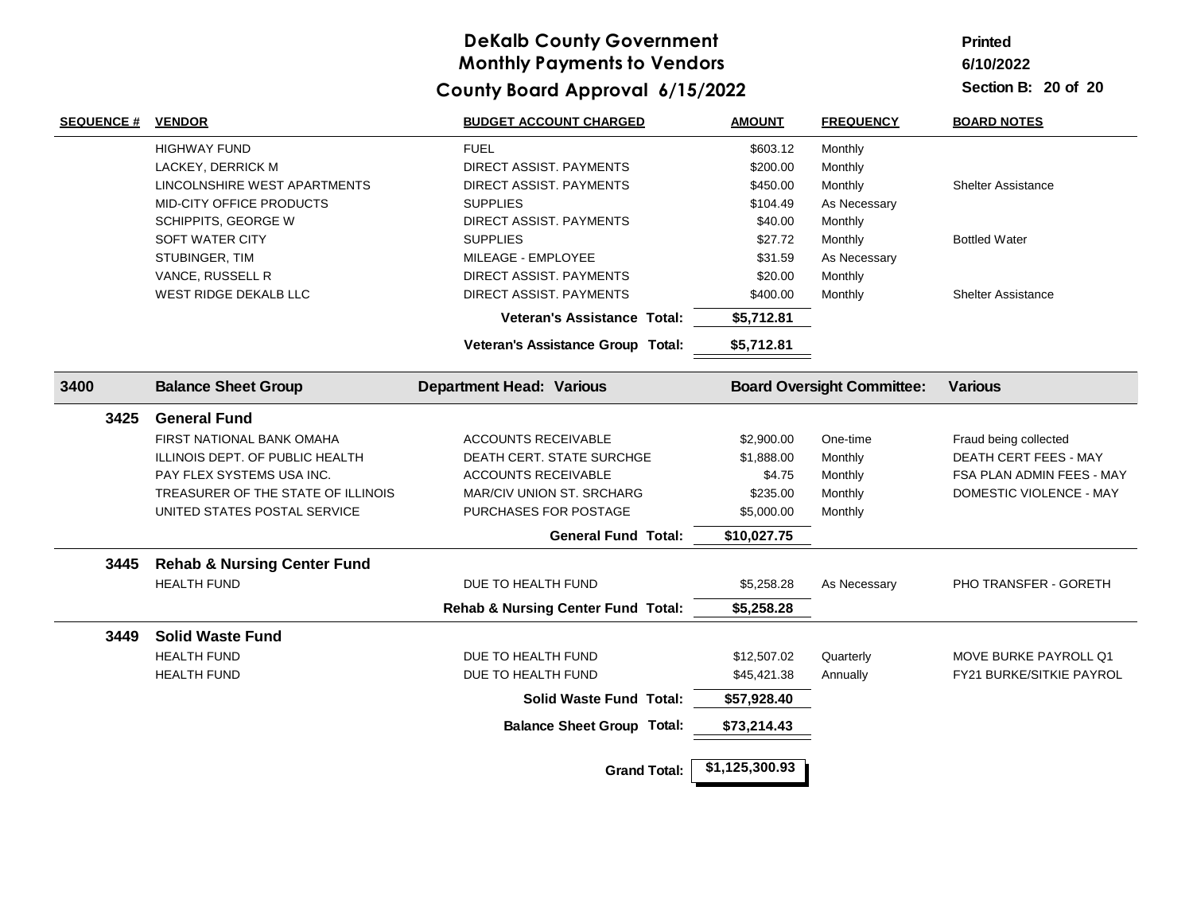# DeKalb County Government
## Monthly Payments to Vendors
## County Board Approval 6/15/2022

Printed 6/10/2022

Section B: 20 of 20

| SEQUENCE # | VENDOR | BUDGET ACCOUNT CHARGED | AMOUNT | FREQUENCY | BOARD NOTES |
|---|---|---|---|---|---|
| | HIGHWAY FUND | FUEL | $603.12 | Monthly | |
| | LACKEY, DERRICK M | DIRECT ASSIST. PAYMENTS | $200.00 | Monthly | |
| | LINCOLNSHIRE WEST APARTMENTS | DIRECT ASSIST. PAYMENTS | $450.00 | Monthly | Shelter Assistance |
| | MID-CITY OFFICE PRODUCTS | SUPPLIES | $104.49 | As Necessary | |
| | SCHIPPITS, GEORGE W | DIRECT ASSIST. PAYMENTS | $40.00 | Monthly | |
| | SOFT WATER CITY | SUPPLIES | $27.72 | Monthly | Bottled Water |
| | STUBINGER, TIM | MILEAGE - EMPLOYEE | $31.59 | As Necessary | |
| | VANCE, RUSSELL R | DIRECT ASSIST. PAYMENTS | $20.00 | Monthly | |
| | WEST RIDGE DEKALB LLC | DIRECT ASSIST. PAYMENTS | $400.00 | Monthly | Shelter Assistance |
| | | **Veteran's Assistance Total:** | **$5,712.81** | | |
| | | **Veteran's Assistance Group Total:** | **$5,712.81** | | |
| **3400** | **Balance Sheet Group** | **Department Head: Various** | | **Board Oversight Committee:** | **Various** |
| **3425** | **General Fund** | | | | |
| | FIRST NATIONAL BANK OMAHA | ACCOUNTS RECEIVABLE | $2,900.00 | One-time | Fraud being collected |
| | ILLINOIS DEPT. OF PUBLIC HEALTH | DEATH CERT. STATE SURCHGE | $1,888.00 | Monthly | DEATH CERT FEES - MAY |
| | PAY FLEX SYSTEMS USA INC. | ACCOUNTS RECEIVABLE | $4.75 | Monthly | FSA PLAN ADMIN FEES - MAY |
| | TREASURER OF THE STATE OF ILLINOIS | MAR/CIV UNION ST. SRCHARG | $235.00 | Monthly | DOMESTIC VIOLENCE - MAY |
| | UNITED STATES POSTAL SERVICE | PURCHASES FOR POSTAGE | $5,000.00 | Monthly | |
| | | **General Fund Total:** | **$10,027.75** | | |
| **3445** | **Rehab & Nursing Center Fund** | | | | |
| | HEALTH FUND | DUE TO HEALTH FUND | $5,258.28 | As Necessary | PHO TRANSFER - GORETH |
| | | **Rehab & Nursing Center Fund Total:** | **$5,258.28** | | |
| **3449** | **Solid Waste Fund** | | | | |
| | HEALTH FUND | DUE TO HEALTH FUND | $12,507.02 | Quarterly | MOVE BURKE PAYROLL Q1 |
| | HEALTH FUND | DUE TO HEALTH FUND | $45,421.38 | Annually | FY21 BURKE/SITKIE PAYROL |
| | | **Solid Waste Fund Total:** | **$57,928.40** | | |
| | | **Balance Sheet Group Total:** | **$73,214.43** | | |
| | | **Grand Total:** | **$1,125,300.93** | | |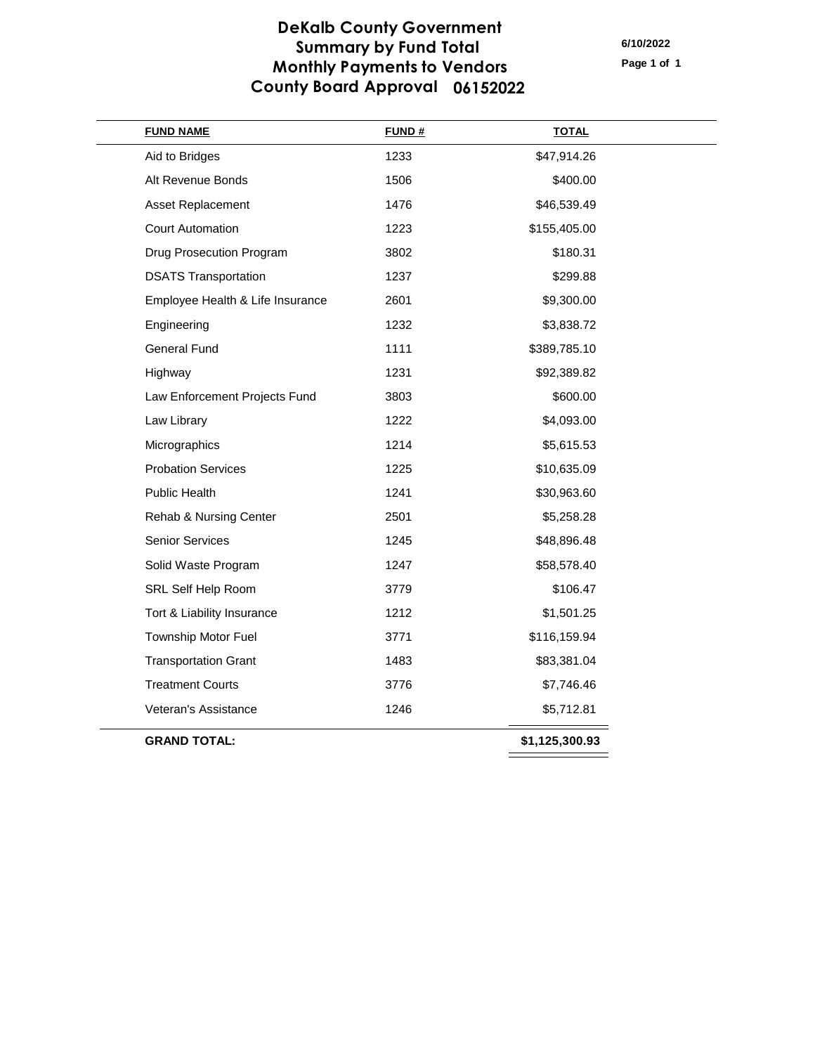# DeKalb County Government
## Summary by Fund Total
## Monthly Payments to Vendors
## County Board Approval 06152022

6/10/2022

| FUND NAME | FUND # | TOTAL |
|---|---|---|
| Aid to Bridges | 1233 | $47,914.26 |
| Alt Revenue Bonds | 1506 | $400.00 |
| Asset Replacement | 1476 | $46,539.49 |
| Court Automation | 1223 | $155,405.00 |
| Drug Prosecution Program | 3802 | $180.31 |
| DSATS Transportation | 1237 | $299.88 |
| Employee Health & Life Insurance | 2601 | $9,300.00 |
| Engineering | 1232 | $3,838.72 |
| General Fund | 1111 | $389,785.10 |
| Highway | 1231 | $92,389.82 |
| Law Enforcement Projects Fund | 3803 | $600.00 |
| Law Library | 1222 | $4,093.00 |
| Micrographics | 1214 | $5,615.53 |
| Probation Services | 1225 | $10,635.09 |
| Public Health | 1241 | $30,963.60 |
| Rehab & Nursing Center | 2501 | $5,258.28 |
| Senior Services | 1245 | $48,896.48 |
| Solid Waste Program | 1247 | $58,578.40 |
| SRL Self Help Room | 3779 | $106.47 |
| Tort & Liability Insurance | 1212 | $1,501.25 |
| Township Motor Fuel | 3771 | $116,159.94 |
| Transportation Grant | 1483 | $83,381.04 |
| Treatment Courts | 3776 | $7,746.46 |
| Veteran's Assistance | 1246 | $5,712.81 |
| **GRAND TOTAL:** | | **$1,125,300.93** |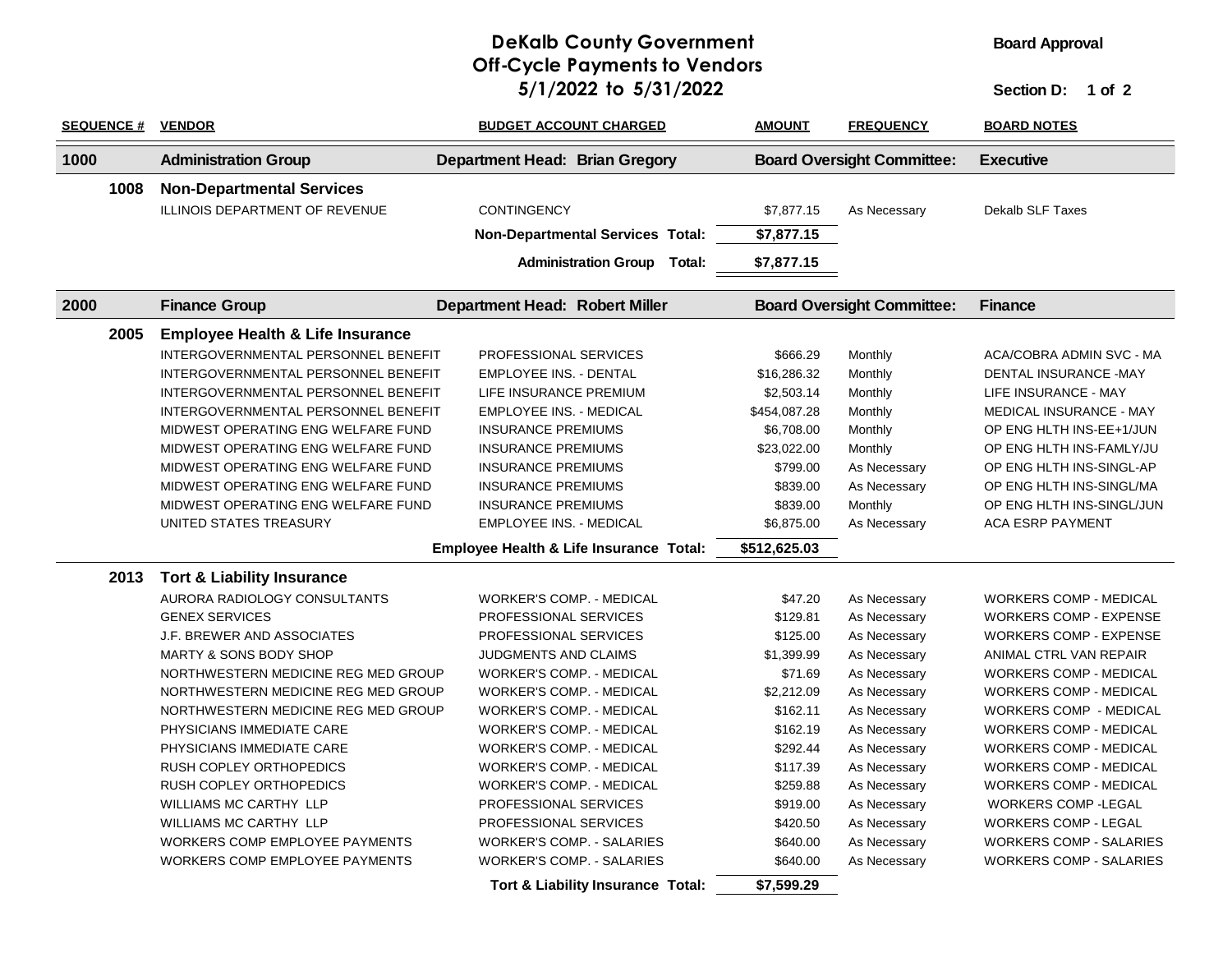# DeKalb County Government
## Off-Cycle Payments to Vendors
## 5/1/2022 to 5/31/2022

**Board Approval**

**Section D: 1 of 2**

| SEQUENCE # | VENDOR | BUDGET ACCOUNT CHARGED | AMOUNT | FREQUENCY | BOARD NOTES |
|---|---|---|---|---|---|
| **1000** | **Administration Group** | **Department Head: Brian Gregory** | **Board Oversight Committee:** | | **Executive** |
| **1008** | **Non-Departmental Services** | | | | |
| | ILLINOIS DEPARTMENT OF REVENUE | CONTINGENCY | $7,877.15 | As Necessary | Dekalb SLF Taxes |
| | | **Non-Departmental Services Total:** | **$7,877.15** | | |
| | | **Administration Group Total:** | **$7,877.15** | | |
| **2000** | **Finance Group** | **Department Head: Robert Miller** | **Board Oversight Committee:** | | **Finance** |
| **2005** | **Employee Health & Life Insurance** | | | | |
| | INTERGOVERNMENTAL PERSONNEL BENEFIT | PROFESSIONAL SERVICES | $666.29 | Monthly | ACA/COBRA ADMIN SVC - MA |
| | INTERGOVERNMENTAL PERSONNEL BENEFIT | EMPLOYEE INS. - DENTAL | $16,286.32 | Monthly | DENTAL INSURANCE -MAY |
| | INTERGOVERNMENTAL PERSONNEL BENEFIT | LIFE INSURANCE PREMIUM | $2,503.14 | Monthly | LIFE INSURANCE - MAY |
| | INTERGOVERNMENTAL PERSONNEL BENEFIT | EMPLOYEE INS. - MEDICAL | $454,087.28 | Monthly | MEDICAL INSURANCE - MAY |
| | MIDWEST OPERATING ENG WELFARE FUND | INSURANCE PREMIUMS | $6,708.00 | Monthly | OP ENG HLTH INS-EE+1/JUN |
| | MIDWEST OPERATING ENG WELFARE FUND | INSURANCE PREMIUMS | $23,022.00 | Monthly | OP ENG HLTH INS-FAMLY/JU |
| | MIDWEST OPERATING ENG WELFARE FUND | INSURANCE PREMIUMS | $799.00 | As Necessary | OP ENG HLTH INS-SINGL-AP |
| | MIDWEST OPERATING ENG WELFARE FUND | INSURANCE PREMIUMS | $839.00 | As Necessary | OP ENG HLTH INS-SINGL/MA |
| | MIDWEST OPERATING ENG WELFARE FUND | INSURANCE PREMIUMS | $839.00 | Monthly | OP ENG HLTH INS-SINGL/JUN |
| | UNITED STATES TREASURY | EMPLOYEE INS. - MEDICAL | $6,875.00 | As Necessary | ACA ESRP PAYMENT |
| | | **Employee Health & Life Insurance Total:** | **$512,625.03** | | |
| **2013** | **Tort & Liability Insurance** | | | | |
| | AURORA RADIOLOGY CONSULTANTS | WORKER'S COMP. - MEDICAL | $47.20 | As Necessary | WORKERS COMP - MEDICAL |
| | GENEX SERVICES | PROFESSIONAL SERVICES | $129.81 | As Necessary | WORKERS COMP - EXPENSE |
| | J.F. BREWER AND ASSOCIATES | PROFESSIONAL SERVICES | $125.00 | As Necessary | WORKERS COMP - EXPENSE |
| | MARTY & SONS BODY SHOP | JUDGMENTS AND CLAIMS | $1,399.99 | As Necessary | ANIMAL CTRL VAN REPAIR |
| | NORTHWESTERN MEDICINE REG MED GROUP | WORKER'S COMP. - MEDICAL | $71.69 | As Necessary | WORKERS COMP - MEDICAL |
| | NORTHWESTERN MEDICINE REG MED GROUP | WORKER'S COMP. - MEDICAL | $2,212.09 | As Necessary | WORKERS COMP - MEDICAL |
| | NORTHWESTERN MEDICINE REG MED GROUP | WORKER'S COMP. - MEDICAL | $162.11 | As Necessary | WORKERS COMP - MEDICAL |
| | PHYSICIANS IMMEDIATE CARE | WORKER'S COMP. - MEDICAL | $162.19 | As Necessary | WORKERS COMP - MEDICAL |
| | PHYSICIANS IMMEDIATE CARE | WORKER'S COMP. - MEDICAL | $292.44 | As Necessary | WORKERS COMP - MEDICAL |
| | RUSH COPLEY ORTHOPEDICS | WORKER'S COMP. - MEDICAL | $117.39 | As Necessary | WORKERS COMP - MEDICAL |
| | RUSH COPLEY ORTHOPEDICS | WORKER'S COMP. - MEDICAL | $259.88 | As Necessary | WORKERS COMP - MEDICAL |
| | WILLIAMS MC CARTHY LLP | PROFESSIONAL SERVICES | $919.00 | As Necessary | WORKERS COMP -LEGAL |
| | WILLIAMS MC CARTHY LLP | PROFESSIONAL SERVICES | $420.50 | As Necessary | WORKERS COMP - LEGAL |
| | WORKERS COMP EMPLOYEE PAYMENTS | WORKER'S COMP. - SALARIES | $640.00 | As Necessary | WORKERS COMP - SALARIES |
| | WORKERS COMP EMPLOYEE PAYMENTS | WORKER'S COMP. - SALARIES | $640.00 | As Necessary | WORKERS COMP - SALARIES |
| | | **Tort & Liability Insurance Total:** | **$7,599.29** | | |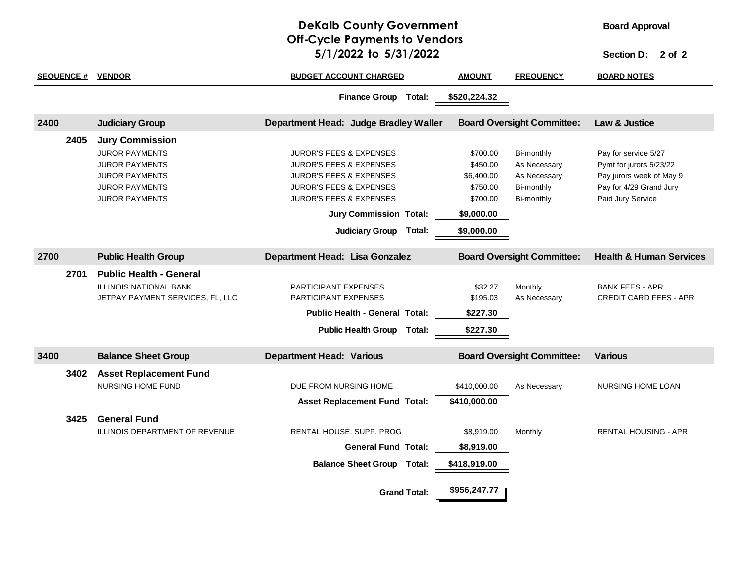# DeKalb County Government
## Off-Cycle Payments to Vendors
## 5/1/2022 to 5/31/2022

**Board Approval**

**Section D: 2 of 2**

| SEQUENCE # | VENDOR | BUDGET ACCOUNT CHARGED | AMOUNT | FREQUENCY | BOARD NOTES |
|---|---|---|---|---|---|
| | | **Finance Group Total:** | **$520,224.32** | | |
| **2400** | **Judiciary Group** | **Department Head: Judge Bradley Waller** | **Board Oversight Committee:** | | **Law & Justice** |
| **2405** | **Jury Commission** | | | | |
| | JUROR PAYMENTS | JUROR'S FEES & EXPENSES | $700.00 | Bi-monthly | Pay for service 5/27 |
| | JUROR PAYMENTS | JUROR'S FEES & EXPENSES | $450.00 | As Necessary | Pymt for jurors 5/23/22 |
| | JUROR PAYMENTS | JUROR'S FEES & EXPENSES | $6,400.00 | As Necessary | Pay jurors week of May 9 |
| | JUROR PAYMENTS | JUROR'S FEES & EXPENSES | $750.00 | Bi-monthly | Pay for 4/29 Grand Jury |
| | JUROR PAYMENTS | JUROR'S FEES & EXPENSES | $700.00 | Bi-monthly | Paid Jury Service |
| | | **Jury Commission Total:** | **$9,000.00** | | |
| | | **Judiciary Group Total:** | **$9,000.00** | | |
| **2700** | **Public Health Group** | **Department Head: Lisa Gonzalez** | **Board Oversight Committee:** | | **Health & Human Services** |
| **2701** | **Public Health - General** | | | | |
| | ILLINOIS NATIONAL BANK | PARTICIPANT EXPENSES | $32.27 | Monthly | BANK FEES - APR |
| | JETPAY PAYMENT SERVICES, FL, LLC | PARTICIPANT EXPENSES | $195.03 | As Necessary | CREDIT CARD FEES - APR |
| | | **Public Health - General Total:** | **$227.30** | | |
| | | **Public Health Group Total:** | **$227.30** | | |
| **3400** | **Balance Sheet Group** | **Department Head: Various** | **Board Oversight Committee:** | | **Various** |
| **3402** | **Asset Replacement Fund** | | | | |
| | NURSING HOME FUND | DUE FROM NURSING HOME | $410,000.00 | As Necessary | NURSING HOME LOAN |
| | | **Asset Replacement Fund Total:** | **$410,000.00** | | |
| **3425** | **General Fund** | | | | |
| | ILLINOIS DEPARTMENT OF REVENUE | RENTAL HOUSE. SUPP. PROG | $8,919.00 | Monthly | RENTAL HOUSING - APR |
| | | **General Fund Total:** | **$8,919.00** | | |
| | | **Balance Sheet Group Total:** | **$418,919.00** | | |
| | | **Grand Total:** | **$956,247.77** | | |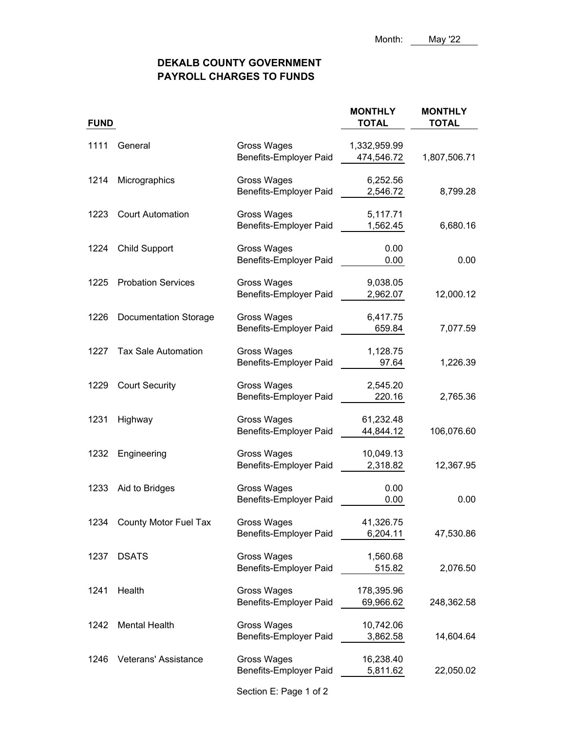Month: May '22

# DEKALB COUNTY GOVERNMENT
# PAYROLL CHARGES TO FUNDS

| FUND | | | MONTHLY TOTAL | MONTHLY TOTAL |
|---|---|---|---|---|
| 1111 | General | Gross Wages | 1,332,959.99 | |
| | | Benefits-Employer Paid | 474,546.72 | 1,807,506.71 |
| 1214 | Micrographics | Gross Wages | 6,252.56 | |
| | | Benefits-Employer Paid | 2,546.72 | 8,799.28 |
| 1223 | Court Automation | Gross Wages | 5,117.71 | |
| | | Benefits-Employer Paid | 1,562.45 | 6,680.16 |
| 1224 | Child Support | Gross Wages | 0.00 | |
| | | Benefits-Employer Paid | 0.00 | 0.00 |
| 1225 | Probation Services | Gross Wages | 9,038.05 | |
| | | Benefits-Employer Paid | 2,962.07 | 12,000.12 |
| 1226 | Documentation Storage | Gross Wages | 6,417.75 | |
| | | Benefits-Employer Paid | 659.84 | 7,077.59 |
| 1227 | Tax Sale Automation | Gross Wages | 1,128.75 | |
| | | Benefits-Employer Paid | 97.64 | 1,226.39 |
| 1229 | Court Security | Gross Wages | 2,545.20 | |
| | | Benefits-Employer Paid | 220.16 | 2,765.36 |
| 1231 | Highway | Gross Wages | 61,232.48 | |
| | | Benefits-Employer Paid | 44,844.12 | 106,076.60 |
| 1232 | Engineering | Gross Wages | 10,049.13 | |
| | | Benefits-Employer Paid | 2,318.82 | 12,367.95 |
| 1233 | Aid to Bridges | Gross Wages | 0.00 | |
| | | Benefits-Employer Paid | 0.00 | 0.00 |
| 1234 | County Motor Fuel Tax | Gross Wages | 41,326.75 | |
| | | Benefits-Employer Paid | 6,204.11 | 47,530.86 |
| 1237 | DSATS | Gross Wages | 1,560.68 | |
| | | Benefits-Employer Paid | 515.82 | 2,076.50 |
| 1241 | Health | Gross Wages | 178,395.96 | |
| | | Benefits-Employer Paid | 69,966.62 | 248,362.58 |
| 1242 | Mental Health | Gross Wages | 10,742.06 | |
| | | Benefits-Employer Paid | 3,862.58 | 14,604.64 |
| 1246 | Veterans' Assistance | Gross Wages | 16,238.40 | |
| | | Benefits-Employer Paid | 5,811.62 | 22,050.02 |

Section E: Page 1 of 2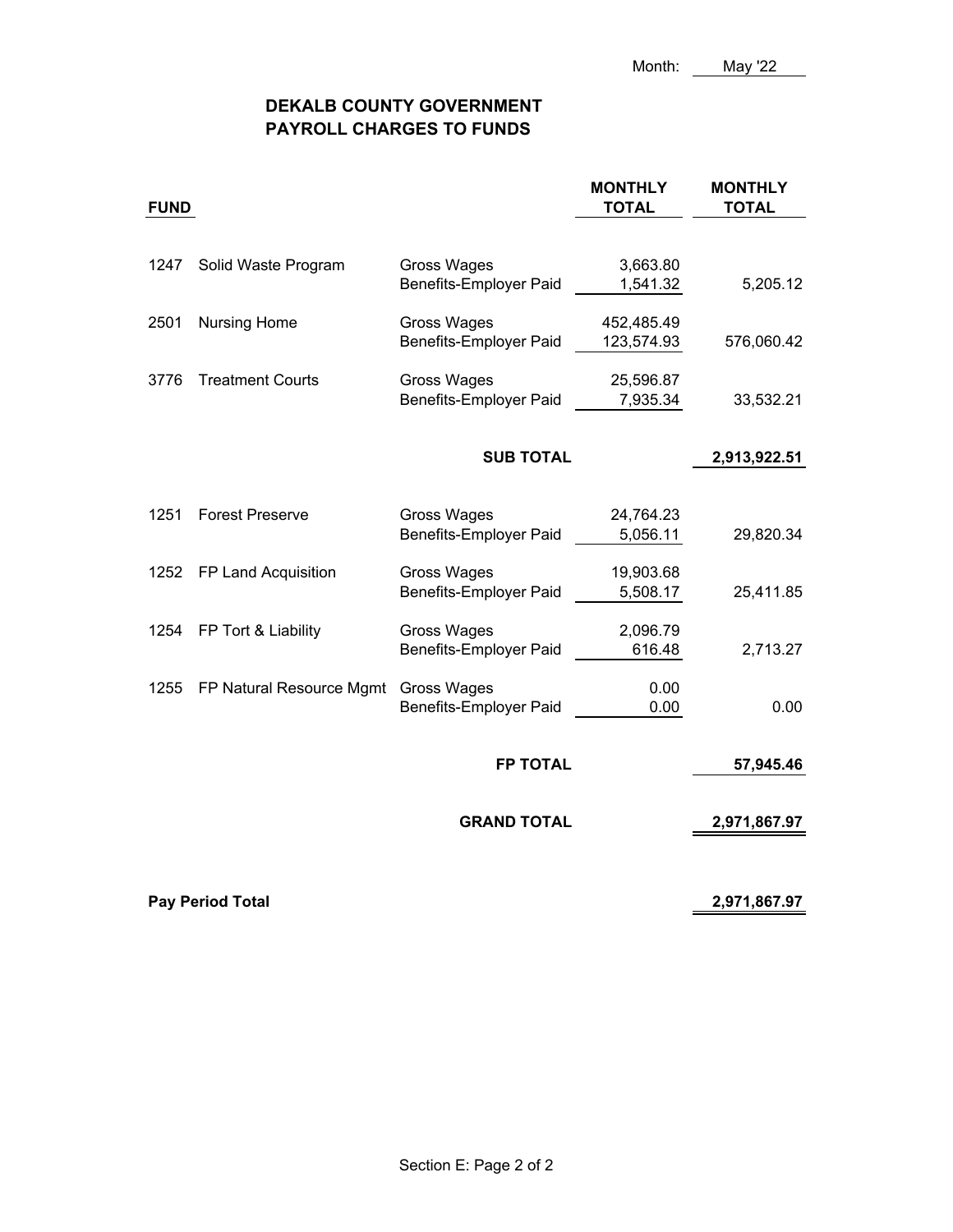Month: May '22

# DEKALB COUNTY GOVERNMENT
## PAYROLL CHARGES TO FUNDS

| FUND | | | MONTHLY TOTAL | MONTHLY TOTAL |
|---|---|---|---|---|
| 1247 | Solid Waste Program | Gross Wages | 3,663.80 | |
| | | Benefits-Employer Paid | 1,541.32 | 5,205.12 |
| 2501 | Nursing Home | Gross Wages | 452,485.49 | |
| | | Benefits-Employer Paid | 123,574.93 | 576,060.42 |
| 3776 | Treatment Courts | Gross Wages | 25,596.87 | |
| | | Benefits-Employer Paid | 7,935.34 | 33,532.21 |
| | | **SUB TOTAL** | | **2,913,922.51** |
| 1251 | Forest Preserve | Gross Wages | 24,764.23 | |
| | | Benefits-Employer Paid | 5,056.11 | 29,820.34 |
| 1252 | FP Land Acquisition | Gross Wages | 19,903.68 | |
| | | Benefits-Employer Paid | 5,508.17 | 25,411.85 |
| 1254 | FP Tort & Liability | Gross Wages | 2,096.79 | |
| | | Benefits-Employer Paid | 616.48 | 2,713.27 |
| 1255 | FP Natural Resource Mgmt | Gross Wages | 0.00 | |
| | | Benefits-Employer Paid | 0.00 | 0.00 |
| | | **FP TOTAL** | | **57,945.46** |
| | | **GRAND TOTAL** | | **2,971,867.97** |

**Pay Period Total** **2,971,867.97**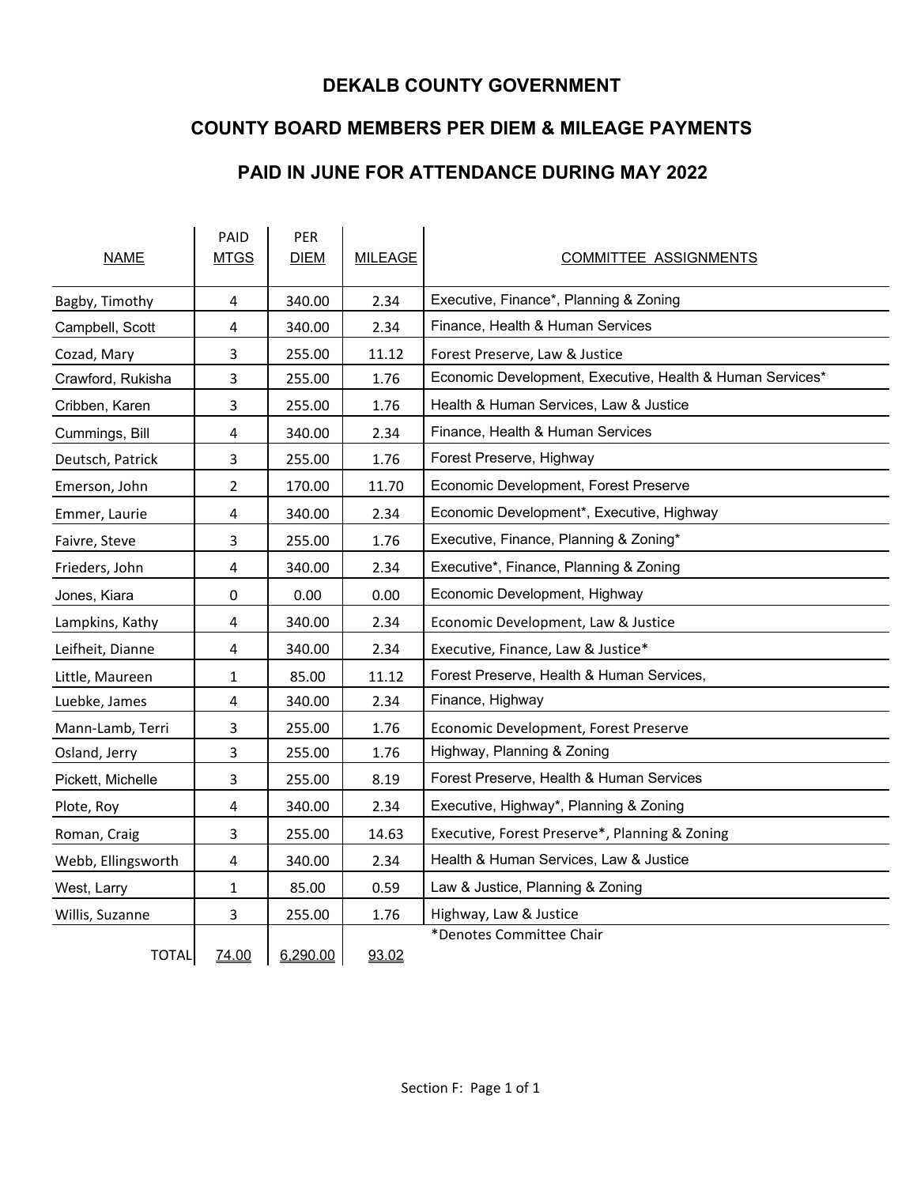# DEKALB COUNTY GOVERNMENT

## COUNTY BOARD MEMBERS PER DIEM & MILEAGE PAYMENTS

## PAID IN JUNE FOR ATTENDANCE DURING MAY 2022

| NAME | PAID MTGS | PER DIEM | MILEAGE | COMMITTEE ASSIGNMENTS |
|---|---|---|---|---|
| Bagby, Timothy | 4 | 340.00 | 2.34 | Executive, Finance*, Planning & Zoning |
| Campbell, Scott | 4 | 340.00 | 2.34 | Finance, Health & Human Services |
| Cozad, Mary | 3 | 255.00 | 11.12 | Forest Preserve, Law & Justice |
| Crawford, Rukisha | 3 | 255.00 | 1.76 | Economic Development, Executive, Health & Human Services* |
| Cribben, Karen | 3 | 255.00 | 1.76 | Health & Human Services, Law & Justice |
| Cummings, Bill | 4 | 340.00 | 2.34 | Finance, Health & Human Services |
| Deutsch, Patrick | 3 | 255.00 | 1.76 | Forest Preserve, Highway |
| Emerson, John | 2 | 170.00 | 11.70 | Economic Development, Forest Preserve |
| Emmer, Laurie | 4 | 340.00 | 2.34 | Economic Development*, Executive, Highway |
| Faivre, Steve | 3 | 255.00 | 1.76 | Executive, Finance, Planning & Zoning* |
| Frieders, John | 4 | 340.00 | 2.34 | Executive*, Finance, Planning & Zoning |
| Jones, Kiara | 0 | 0.00 | 0.00 | Economic Development, Highway |
| Lampkins, Kathy | 4 | 340.00 | 2.34 | Economic Development, Law & Justice |
| Leifheit, Dianne | 4 | 340.00 | 2.34 | Executive, Finance, Law & Justice* |
| Little, Maureen | 1 | 85.00 | 11.12 | Forest Preserve, Health & Human Services, |
| Luebke, James | 4 | 340.00 | 2.34 | Finance, Highway |
| Mann-Lamb, Terri | 3 | 255.00 | 1.76 | Economic Development, Forest Preserve |
| Osland, Jerry | 3 | 255.00 | 1.76 | Highway, Planning & Zoning |
| Pickett, Michelle | 3 | 255.00 | 8.19 | Forest Preserve, Health & Human Services |
| Plote, Roy | 4 | 340.00 | 2.34 | Executive, Highway*, Planning & Zoning |
| Roman, Craig | 3 | 255.00 | 14.63 | Executive, Forest Preserve*, Planning & Zoning |
| Webb, Ellingsworth | 4 | 340.00 | 2.34 | Health & Human Services, Law & Justice |
| West, Larry | 1 | 85.00 | 0.59 | Law & Justice, Planning & Zoning |
| Willis, Suzanne | 3 | 255.00 | 1.76 | Highway, Law & Justice |
| TOTAL | 74.00 | 6,290.00 | 93.02 | *Denotes Committee Chair |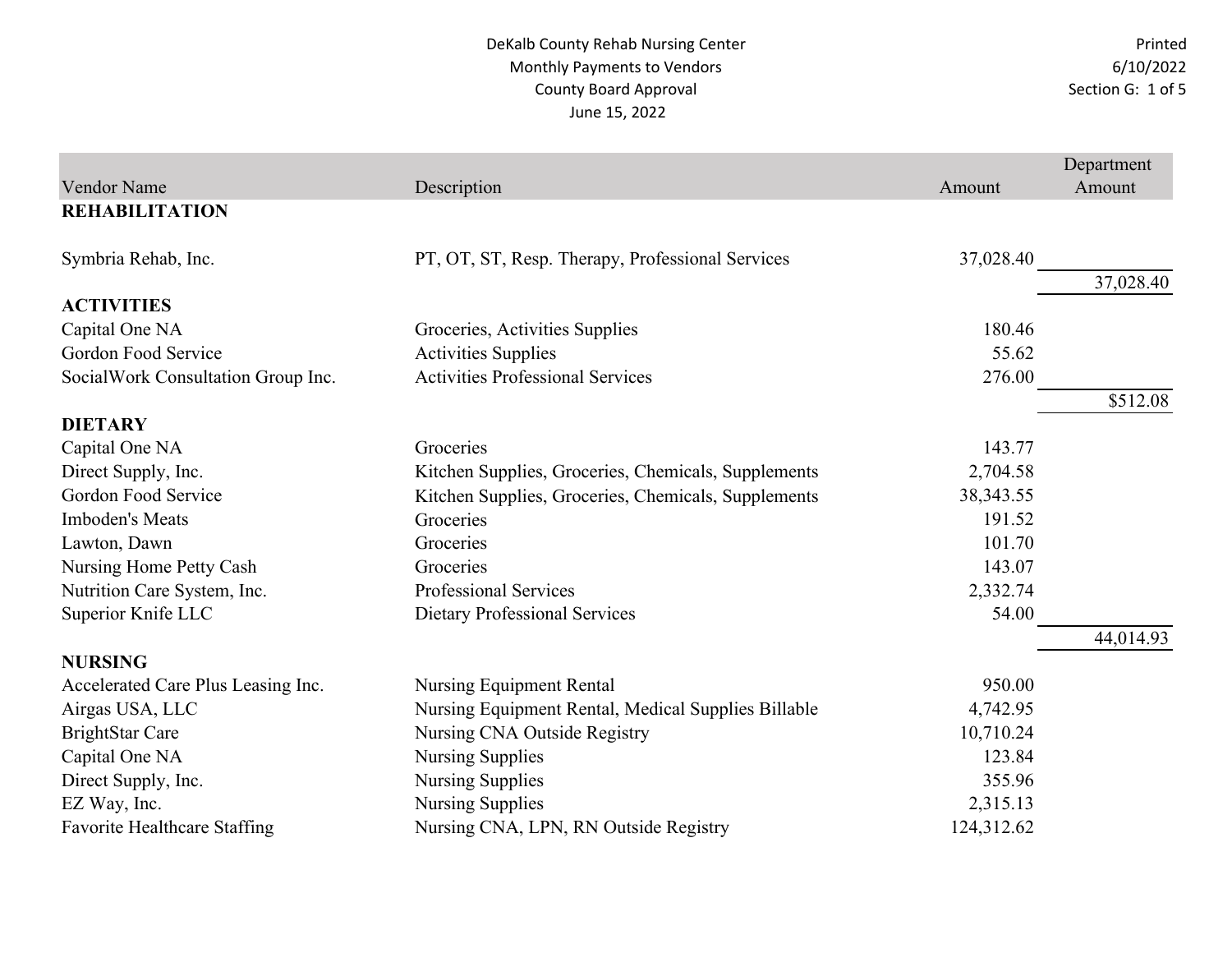DeKalb County Rehab Nursing Center
Monthly Payments to Vendors
County Board Approval
June 15, 2022

Printed
6/10/2022

| Vendor Name | Description | Amount | Department Amount |
|---|---|---|---|
| **REHABILITATION** | | | |
| Symbria Rehab, Inc. | PT, OT, ST, Resp. Therapy, Professional Services | 37,028.40 | |
| | | | 37,028.40 |
| **ACTIVITIES** | | | |
| Capital One NA | Groceries, Activities Supplies | 180.46 | |
| Gordon Food Service | Activities Supplies | 55.62 | |
| SocialWork Consultation Group Inc. | Activities Professional Services | 276.00 | |
| | | | $512.08 |
| **DIETARY** | | | |
| Capital One NA | Groceries | 143.77 | |
| Direct Supply, Inc. | Kitchen Supplies, Groceries, Chemicals, Supplements | 2,704.58 | |
| Gordon Food Service | Kitchen Supplies, Groceries, Chemicals, Supplements | 38,343.55 | |
| Imboden's Meats | Groceries | 191.52 | |
| Lawton, Dawn | Groceries | 101.70 | |
| Nursing Home Petty Cash | Groceries | 143.07 | |
| Nutrition Care System, Inc. | Professional Services | 2,332.74 | |
| Superior Knife LLC | Dietary Professional Services | 54.00 | |
| | | | 44,014.93 |
| **NURSING** | | | |
| Accelerated Care Plus Leasing Inc. | Nursing Equipment Rental | 950.00 | |
| Airgas USA, LLC | Nursing Equipment Rental, Medical Supplies Billable | 4,742.95 | |
| BrightStar Care | Nursing CNA Outside Registry | 10,710.24 | |
| Capital One NA | Nursing Supplies | 123.84 | |
| Direct Supply, Inc. | Nursing Supplies | 355.96 | |
| EZ Way, Inc. | Nursing Supplies | 2,315.13 | |
| Favorite Healthcare Staffing | Nursing CNA, LPN, RN Outside Registry | 124,312.62 | |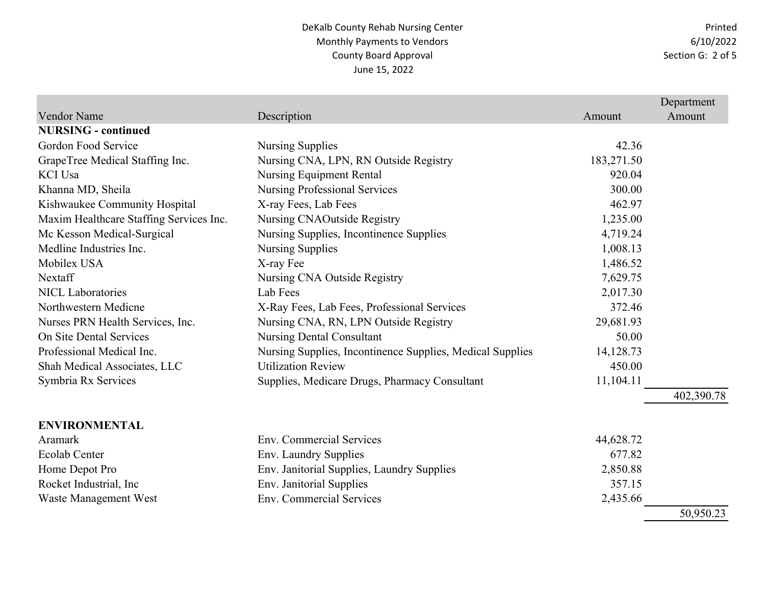DeKalb County Rehab Nursing Center
Monthly Payments to Vendors
County Board Approval
June 15, 2022

| Vendor Name | Description | Amount | Department Amount |
|---|---|---|---|
| **NURSING - continued** | | | |
| Gordon Food Service | Nursing Supplies | 42.36 | |
| GrapeTree Medical Staffing Inc. | Nursing CNA, LPN, RN Outside Registry | 183,271.50 | |
| KCI Usa | Nursing Equipment Rental | 920.04 | |
| Khanna MD, Sheila | Nursing Professional Services | 300.00 | |
| Kishwaukee Community Hospital | X-ray Fees, Lab Fees | 462.97 | |
| Maxim Healthcare Staffing Services Inc. | Nursing CNAOutside Registry | 1,235.00 | |
| Mc Kesson Medical-Surgical | Nursing Supplies, Incontinence Supplies | 4,719.24 | |
| Medline Industries Inc. | Nursing Supplies | 1,008.13 | |
| Mobilex USA | X-ray Fee | 1,486.52 | |
| Nextaff | Nursing CNA Outside Registry | 7,629.75 | |
| NICL Laboratories | Lab Fees | 2,017.30 | |
| Northwestern Medicne | X-Ray Fees, Lab Fees, Professional Services | 372.46 | |
| Nurses PRN Health Services, Inc. | Nursing CNA, RN, LPN Outside Registry | 29,681.93 | |
| On Site Dental Services | Nursing Dental Consultant | 50.00 | |
| Professional Medical Inc. | Nursing Supplies, Incontinence Supplies, Medical Supplies | 14,128.73 | |
| Shah Medical Associates, LLC | Utilization Review | 450.00 | |
| Symbria Rx Services | Supplies, Medicare Drugs, Pharmacy Consultant | 11,104.11 | |
| | | | 402,390.78 |
| **ENVIRONMENTAL** | | | |
| Aramark | Env. Commercial Services | 44,628.72 | |
| Ecolab Center | Env. Laundry Supplies | 677.82 | |
| Home Depot Pro | Env. Janitorial Supplies, Laundry Supplies | 2,850.88 | |
| Rocket Industrial, Inc | Env. Janitorial Supplies | 357.15 | |
| Waste Management West | Env. Commercial Services | 2,435.66 | |
| | | | 50,950.23 |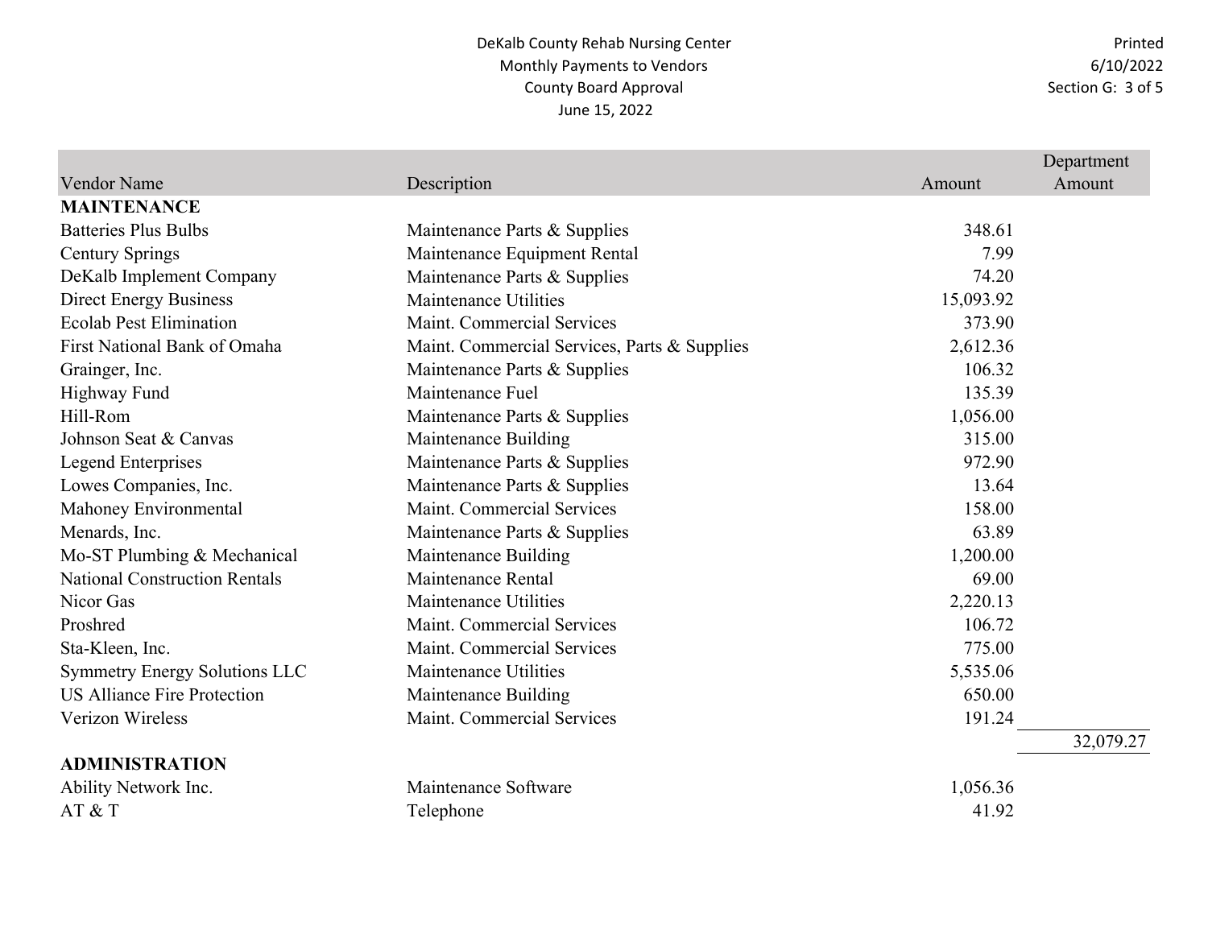DeKalb County Rehab Nursing Center
Monthly Payments to Vendors
County Board Approval
June 15, 2022

| Vendor Name | Description | Amount | Department Amount |
|---|---|---|---|
| **MAINTENANCE** | | | |
| Batteries Plus Bulbs | Maintenance Parts & Supplies | 348.61 | |
| Century Springs | Maintenance Equipment Rental | 7.99 | |
| DeKalb Implement Company | Maintenance Parts & Supplies | 74.20 | |
| Direct Energy Business | Maintenance Utilities | 15,093.92 | |
| Ecolab Pest Elimination | Maint. Commercial Services | 373.90 | |
| First National Bank of Omaha | Maint. Commercial Services, Parts & Supplies | 2,612.36 | |
| Grainger, Inc. | Maintenance Parts & Supplies | 106.32 | |
| Highway Fund | Maintenance Fuel | 135.39 | |
| Hill-Rom | Maintenance Parts & Supplies | 1,056.00 | |
| Johnson Seat & Canvas | Maintenance Building | 315.00 | |
| Legend Enterprises | Maintenance Parts & Supplies | 972.90 | |
| Lowes Companies, Inc. | Maintenance Parts & Supplies | 13.64 | |
| Mahoney Environmental | Maint. Commercial Services | 158.00 | |
| Menards, Inc. | Maintenance Parts & Supplies | 63.89 | |
| Mo-ST Plumbing & Mechanical | Maintenance Building | 1,200.00 | |
| National Construction Rentals | Maintenance Rental | 69.00 | |
| Nicor Gas | Maintenance Utilities | 2,220.13 | |
| Proshred | Maint. Commercial Services | 106.72 | |
| Sta-Kleen, Inc. | Maint. Commercial Services | 775.00 | |
| Symmetry Energy Solutions LLC | Maintenance Utilities | 5,535.06 | |
| US Alliance Fire Protection | Maintenance Building | 650.00 | |
| Verizon Wireless | Maint. Commercial Services | 191.24 | |
| | | | 32,079.27 |
| **ADMINISTRATION** | | | |
| Ability Network Inc. | Maintenance Software | 1,056.36 | |
| AT & T | Telephone | 41.92 | |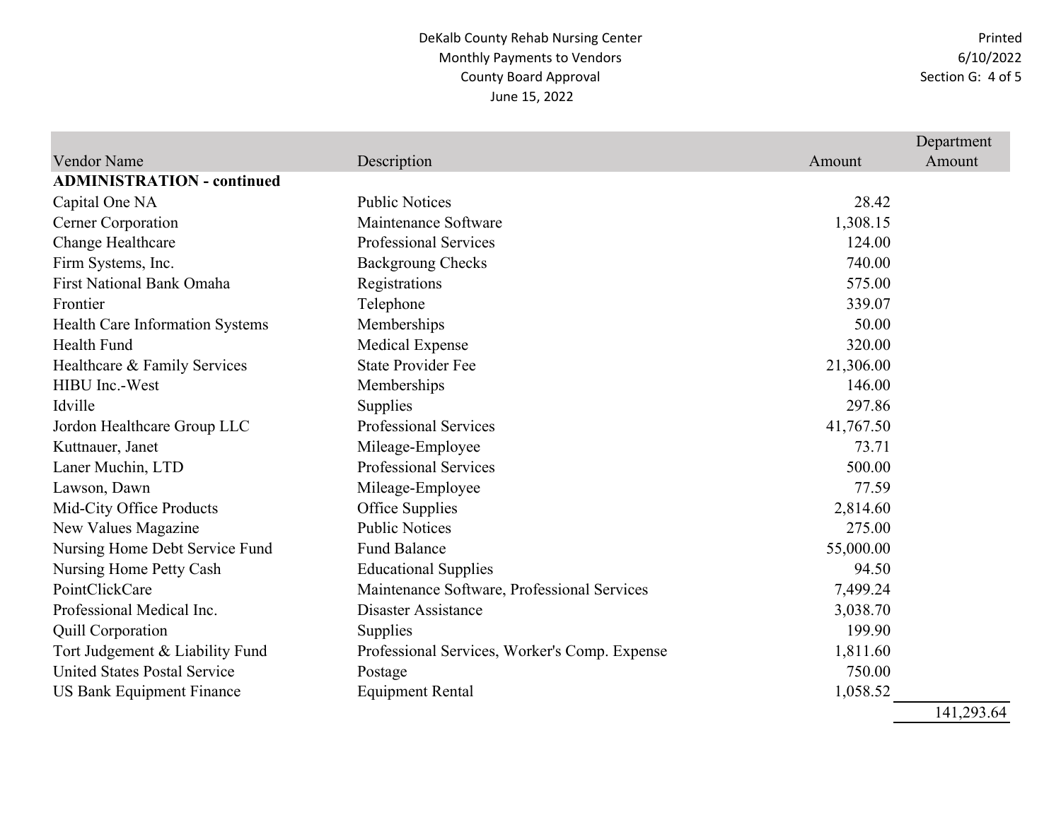DeKalb County Rehab Nursing Center
Monthly Payments to Vendors
County Board Approval
June 15, 2022

Printed
6/10/2022

| Vendor Name | Description | Amount | Department Amount |
|---|---|---|---|
| **ADMINISTRATION - continued** | | | |
| Capital One NA | Public Notices | 28.42 | |
| Cerner Corporation | Maintenance Software | 1,308.15 | |
| Change Healthcare | Professional Services | 124.00 | |
| Firm Systems, Inc. | Backgroung Checks | 740.00 | |
| First National Bank Omaha | Registrations | 575.00 | |
| Frontier | Telephone | 339.07 | |
| Health Care Information Systems | Memberships | 50.00 | |
| Health Fund | Medical Expense | 320.00 | |
| Healthcare & Family Services | State Provider Fee | 21,306.00 | |
| HIBU Inc.-West | Memberships | 146.00 | |
| Idville | Supplies | 297.86 | |
| Jordon Healthcare Group LLC | Professional Services | 41,767.50 | |
| Kuttnauer, Janet | Mileage-Employee | 73.71 | |
| Laner Muchin, LTD | Professional Services | 500.00 | |
| Lawson, Dawn | Mileage-Employee | 77.59 | |
| Mid-City Office Products | Office Supplies | 2,814.60 | |
| New Values Magazine | Public Notices | 275.00 | |
| Nursing Home Debt Service Fund | Fund Balance | 55,000.00 | |
| Nursing Home Petty Cash | Educational Supplies | 94.50 | |
| PointClickCare | Maintenance Software, Professional Services | 7,499.24 | |
| Professional Medical Inc. | Disaster Assistance | 3,038.70 | |
| Quill Corporation | Supplies | 199.90 | |
| Tort Judgement & Liability Fund | Professional Services, Worker's Comp. Expense | 1,811.60 | |
| United States Postal Service | Postage | 750.00 | |
| US Bank Equipment Finance | Equipment Rental | 1,058.52 | |
| | | | 141,293.64 |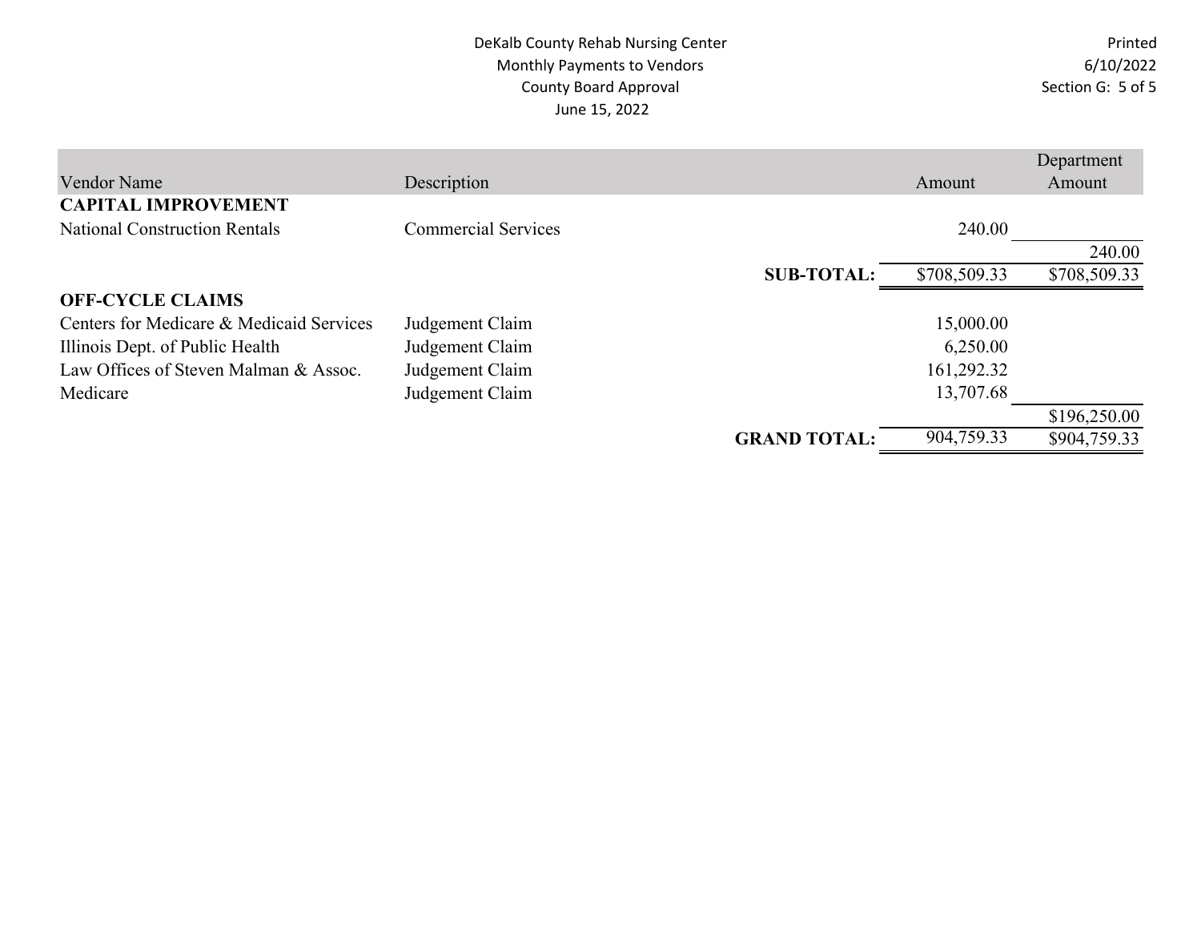DeKalb County Rehab Nursing Center
Monthly Payments to Vendors
County Board Approval
June 15, 2022

| Vendor Name | Description | | Amount | Department Amount |
|---|---|---|---|---|
| **CAPITAL IMPROVEMENT** | | | | |
| National Construction Rentals | Commercial Services | | 240.00 | |
| | | | | 240.00 |
| | | **SUB-TOTAL:** | $708,509.33 | $708,509.33 |
| **OFF-CYCLE CLAIMS** | | | | |
| Centers for Medicare & Medicaid Services | Judgement Claim | | 15,000.00 | |
| Illinois Dept. of Public Health | Judgement Claim | | 6,250.00 | |
| Law Offices of Steven Malman & Assoc. | Judgement Claim | | 161,292.32 | |
| Medicare | Judgement Claim | | 13,707.68 | |
| | | | | $196,250.00 |
| | | **GRAND TOTAL:** | 904,759.33 | $904,759.33 |